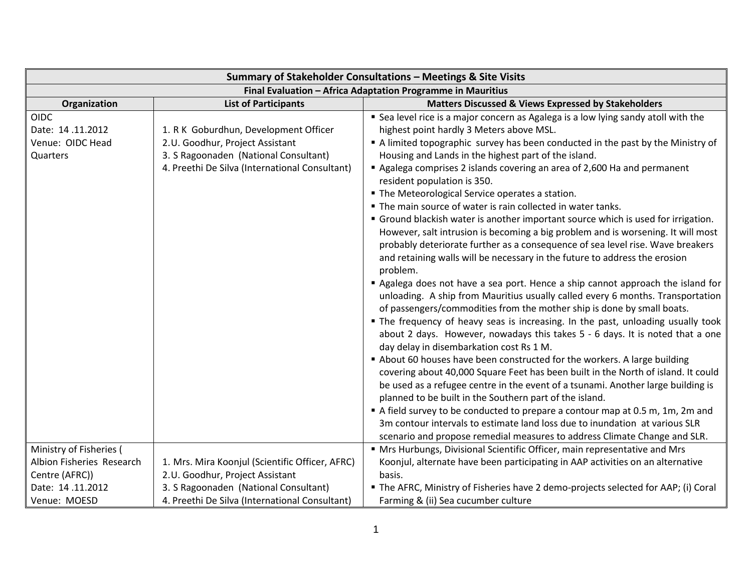| Summary of Stakeholder Consultations – Meetings & Site Visits | | |
|---|---|---|
| **Final Evaluation – Africa Adaptation Programme in Mauritius** | | |
| **Organization** | **List of Participants** | **Matters Discussed & Views Expressed by Stakeholders** |
| OIDC<br>Date: 14 .11.2012<br>Venue: OIDC Head Quarters | 1. R K Goburdhun, Development Officer<br>2.U. Goodhur, Project Assistant<br>3. S Ragoonaden (National Consultant)<br>4. Preethi De Silva (International Consultant) | ▪ Sea level rice is a major concern as Agalega is a low lying sandy atoll with the highest point hardly 3 Meters above MSL.<br>▪ A limited topographic survey has been conducted in the past by the Ministry of Housing and Lands in the highest part of the island.<br>▪ Agalega comprises 2 islands covering an area of 2,600 Ha and permanent resident population is 350.<br>▪ The Meteorological Service operates a station.<br>▪ The main source of water is rain collected in water tanks.<br>▪ Ground blackish water is another important source which is used for irrigation. However, salt intrusion is becoming a big problem and is worsening. It will most probably deteriorate further as a consequence of sea level rise. Wave breakers and retaining walls will be necessary in the future to address the erosion problem.<br>▪ Agalega does not have a sea port. Hence a ship cannot approach the island for unloading. A ship from Mauritius usually called every 6 months. Transportation of passengers/commodities from the mother ship is done by small boats.<br>▪ The frequency of heavy seas is increasing. In the past, unloading usually took about 2 days. However, nowadays this takes 5 - 6 days. It is noted that a one day delay in disembarkation cost Rs 1 M.<br>▪ About 60 houses have been constructed for the workers. A large building covering about 40,000 Square Feet has been built in the North of island. It could be used as a refugee centre in the event of a tsunami. Another large building is planned to be built in the Southern part of the island.<br>▪ A field survey to be conducted to prepare a contour map at 0.5 m, 1m, 2m and 3m contour intervals to estimate land loss due to inundation at various SLR scenario and propose remedial measures to address Climate Change and SLR. |
| Ministry of Fisheries ( Albion Fisheries Research Centre (AFRC))<br>Date: 14 .11.2012<br>Venue: MOESD | 1. Mrs. Mira Koonjul (Scientific Officer, AFRC)<br>2.U. Goodhur, Project Assistant<br>3. S Ragoonaden (National Consultant)<br>4. Preethi De Silva (International Consultant) | ▪ Mrs Hurbungs, Divisional Scientific Officer, main representative and Mrs Koonjul, alternate have been participating in AAP activities on an alternative basis.<br>▪ The AFRC, Ministry of Fisheries have 2 demo-projects selected for AAP; (i) Coral Farming & (ii) Sea cucumber culture |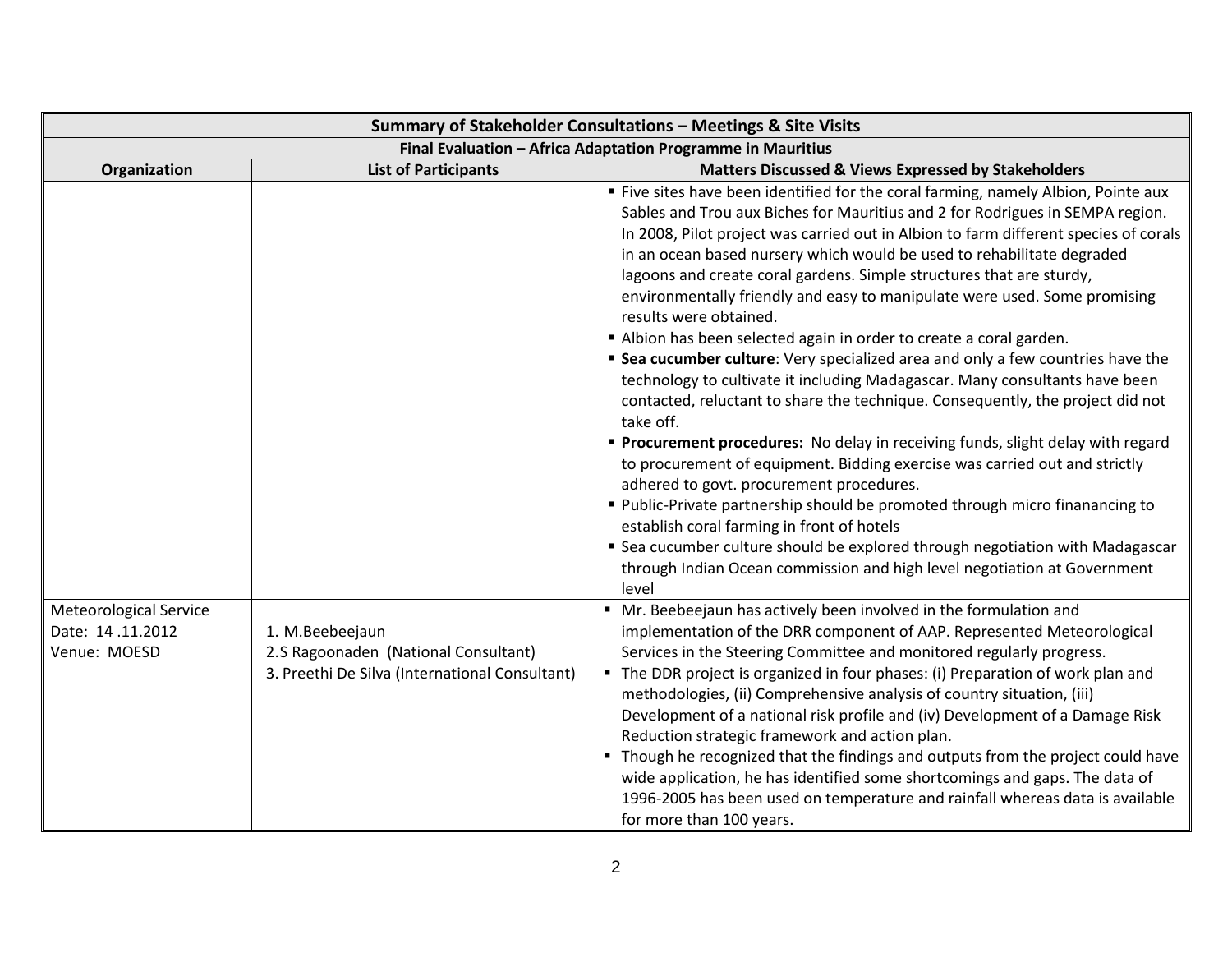| Summary of Stakeholder Consultations – Meetings & Site Visits | | |
|---|---|---|
| Final Evaluation – Africa Adaptation Programme in Mauritius | | |
| **Organization** | **List of Participants** | **Matters Discussed & Views Expressed by Stakeholders** |
| | | ▪ Five sites have been identified for the coral farming, namely Albion, Pointe aux Sables and Trou aux Biches for Mauritius and 2 for Rodrigues in SEMPA region. In 2008, Pilot project was carried out in Albion to farm different species of corals in an ocean based nursery which would be used to rehabilitate degraded lagoons and create coral gardens. Simple structures that are sturdy, environmentally friendly and easy to manipulate were used. Some promising results were obtained.<br>▪ Albion has been selected again in order to create a coral garden.<br>▪ **Sea cucumber culture**: Very specialized area and only a few countries have the technology to cultivate it including Madagascar. Many consultants have been contacted, reluctant to share the technique. Consequently, the project did not take off.<br>▪ **Procurement procedures:** No delay in receiving funds, slight delay with regard to procurement of equipment. Bidding exercise was carried out and strictly adhered to govt. procurement procedures.<br>▪ Public-Private partnership should be promoted through micro finanancing to establish coral farming in front of hotels<br>▪ Sea cucumber culture should be explored through negotiation with Madagascar through Indian Ocean commission and high level negotiation at Government level |
| Meteorological Service<br>Date: 14 .11.2012<br>Venue: MOESD | 1. M.Beebeejaun<br>2.S Ragoonaden (National Consultant)<br>3. Preethi De Silva (International Consultant) | ▪ Mr. Beebeejaun has actively been involved in the formulation and implementation of the DRR component of AAP. Represented Meteorological Services in the Steering Committee and monitored regularly progress.<br>▪ The DDR project is organized in four phases: (i) Preparation of work plan and methodologies, (ii) Comprehensive analysis of country situation, (iii) Development of a national risk profile and (iv) Development of a Damage Risk Reduction strategic framework and action plan.<br>▪ Though he recognized that the findings and outputs from the project could have wide application, he has identified some shortcomings and gaps. The data of 1996-2005 has been used on temperature and rainfall whereas data is available for more than 100 years. |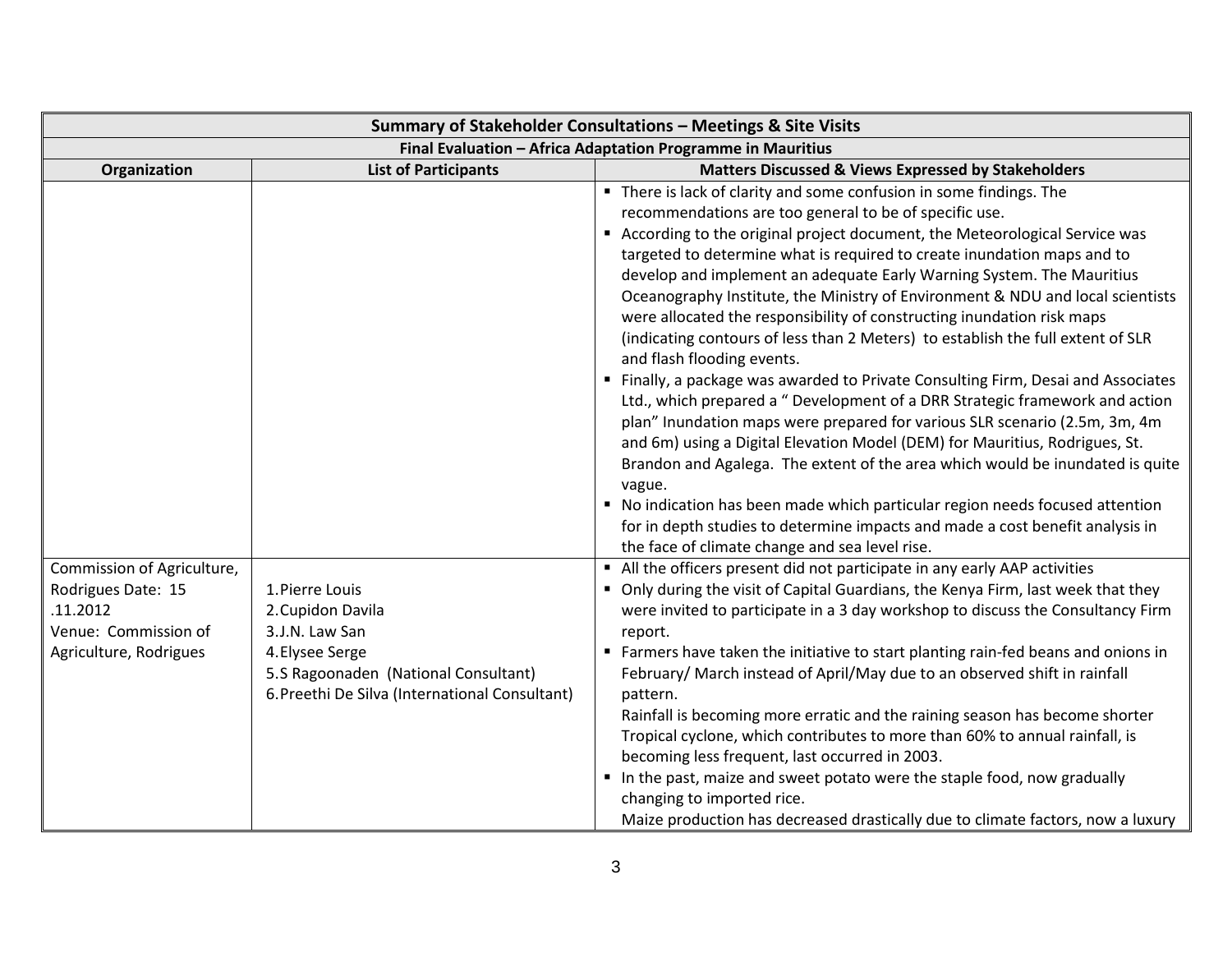| Summary of Stakeholder Consultations – Meetings & Site Visits | | |
|---|---|---|
| **Final Evaluation – Africa Adaptation Programme in Mauritius** | | |
| **Organization** | **List of Participants** | **Matters Discussed & Views Expressed by Stakeholders** |
| | | ▪ There is lack of clarity and some confusion in some findings. The recommendations are too general to be of specific use.<br>▪ According to the original project document, the Meteorological Service was targeted to determine what is required to create inundation maps and to develop and implement an adequate Early Warning System. The Mauritius Oceanography Institute, the Ministry of Environment & NDU and local scientists were allocated the responsibility of constructing inundation risk maps (indicating contours of less than 2 Meters) to establish the full extent of SLR and flash flooding events.<br>▪ Finally, a package was awarded to Private Consulting Firm, Desai and Associates Ltd., which prepared a " Development of a DRR Strategic framework and action plan" Inundation maps were prepared for various SLR scenario (2.5m, 3m, 4m and 6m) using a Digital Elevation Model (DEM) for Mauritius, Rodrigues, St. Brandon and Agalega. The extent of the area which would be inundated is quite vague.<br>▪ No indication has been made which particular region needs focused attention for in depth studies to determine impacts and made a cost benefit analysis in the face of climate change and sea level rise. |
| Commission of Agriculture, Rodrigues Date: 15 .11.2012<br>Venue: Commission of Agriculture, Rodrigues | 1. Pierre Louis<br>2. Cupidon Davila<br>3. J.N. Law San<br>4. Elysee Serge<br>5. S Ragoonaden (National Consultant)<br>6. Preethi De Silva (International Consultant) | ▪ All the officers present did not participate in any early AAP activities<br>▪ Only during the visit of Capital Guardians, the Kenya Firm, last week that they were invited to participate in a 3 day workshop to discuss the Consultancy Firm report.<br>▪ Farmers have taken the initiative to start planting rain-fed beans and onions in February/ March instead of April/May due to an observed shift in rainfall pattern.<br>Rainfall is becoming more erratic and the raining season has become shorter Tropical cyclone, which contributes to more than 60% to annual rainfall, is becoming less frequent, last occurred in 2003.<br>▪ In the past, maize and sweet potato were the staple food, now gradually changing to imported rice.<br>Maize production has decreased drastically due to climate factors, now a luxury |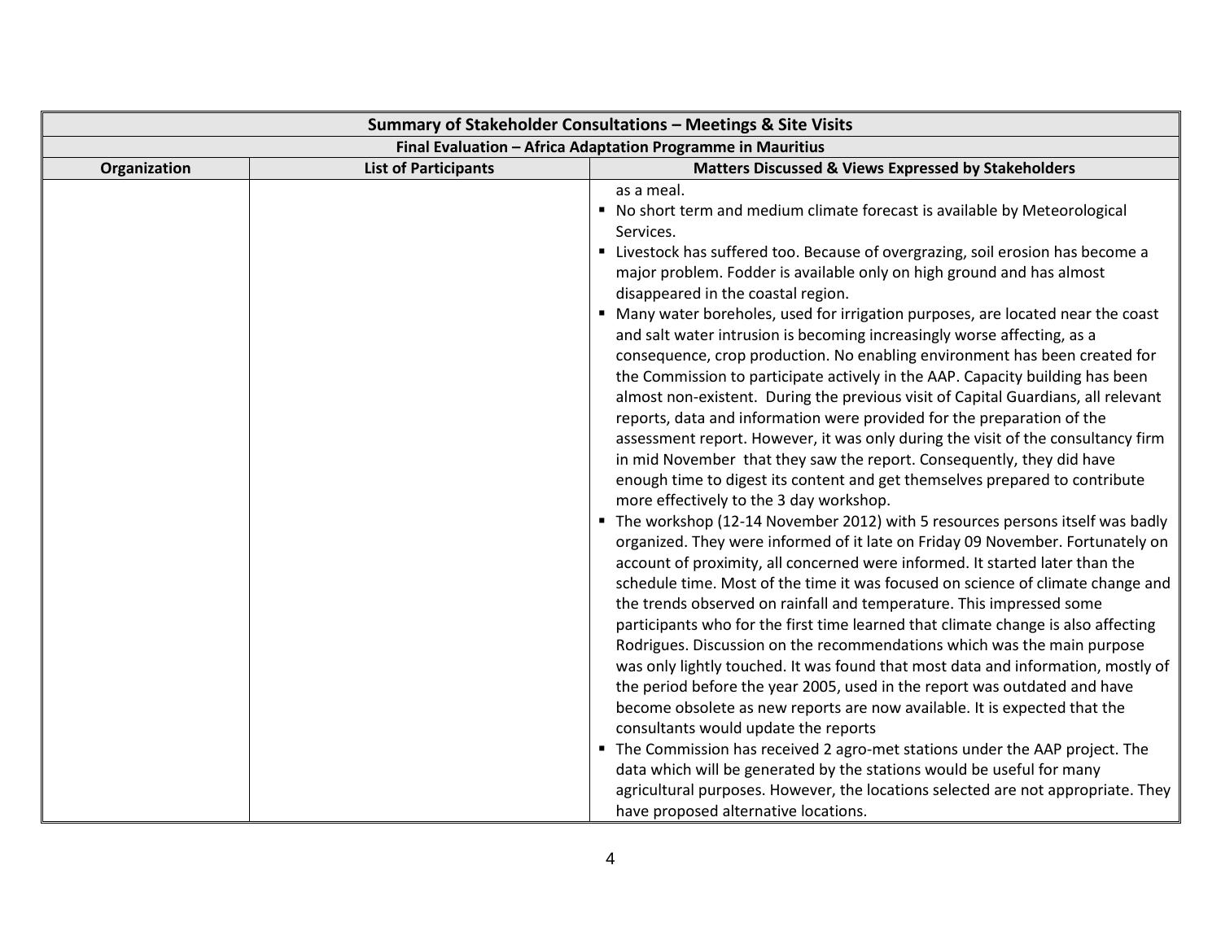| Summary of Stakeholder Consultations – Meetings & Site Visits | | |
|---|---|---|
| **Final Evaluation – Africa Adaptation Programme in Mauritius** | | |
| **Organization** | **List of Participants** | **Matters Discussed & Views Expressed by Stakeholders** |
| | | as a meal.<br>▪ No short term and medium climate forecast is available by Meteorological Services.<br>▪ Livestock has suffered too. Because of overgrazing, soil erosion has become a major problem. Fodder is available only on high ground and has almost disappeared in the coastal region.<br>▪ Many water boreholes, used for irrigation purposes, are located near the coast and salt water intrusion is becoming increasingly worse affecting, as a consequence, crop production. No enabling environment has been created for the Commission to participate actively in the AAP. Capacity building has been almost non-existent. During the previous visit of Capital Guardians, all relevant reports, data and information were provided for the preparation of the assessment report. However, it was only during the visit of the consultancy firm in mid November that they saw the report. Consequently, they did have enough time to digest its content and get themselves prepared to contribute more effectively to the 3 day workshop.<br>▪ The workshop (12-14 November 2012) with 5 resources persons itself was badly organized. They were informed of it late on Friday 09 November. Fortunately on account of proximity, all concerned were informed. It started later than the schedule time. Most of the time it was focused on science of climate change and the trends observed on rainfall and temperature. This impressed some participants who for the first time learned that climate change is also affecting Rodrigues. Discussion on the recommendations which was the main purpose was only lightly touched. It was found that most data and information, mostly of the period before the year 2005, used in the report was outdated and have become obsolete as new reports are now available. It is expected that the consultants would update the reports<br>▪ The Commission has received 2 agro-met stations under the AAP project. The data which will be generated by the stations would be useful for many agricultural purposes. However, the locations selected are not appropriate. They have proposed alternative locations. |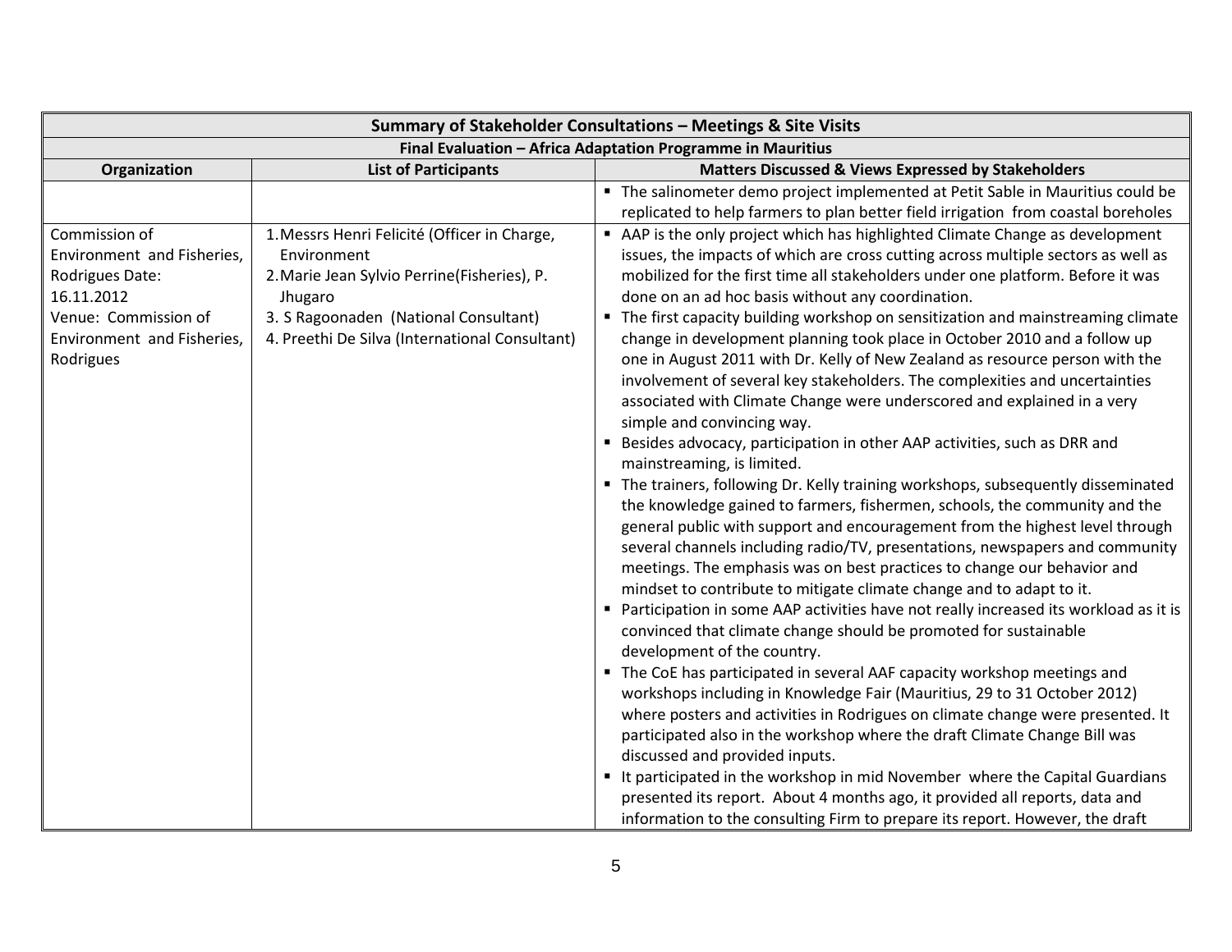| Summary of Stakeholder Consultations – Meetings & Site Visits | | |
|---|---|---|
| **Final Evaluation – Africa Adaptation Programme in Mauritius** | | |
| **Organization** | **List of Participants** | **Matters Discussed & Views Expressed by Stakeholders** |
| | | ▪ The salinometer demo project implemented at Petit Sable in Mauritius could be replicated to help farmers to plan better field irrigation from coastal boreholes |
| Commission of Environment and Fisheries, Rodrigues Date: 16.11.2012<br>Venue: Commission of Environment and Fisheries, Rodrigues | 1. Messrs Henri Felicité (Officer in Charge, Environment<br>2. Marie Jean Sylvio Perrine(Fisheries), P. Jhugaro<br>3. S Ragoonaden (National Consultant)<br>4. Preethi De Silva (International Consultant) | ▪ AAP is the only project which has highlighted Climate Change as development issues, the impacts of which are cross cutting across multiple sectors as well as mobilized for the first time all stakeholders under one platform. Before it was done on an ad hoc basis without any coordination.<br>▪ The first capacity building workshop on sensitization and mainstreaming climate change in development planning took place in October 2010 and a follow up one in August 2011 with Dr. Kelly of New Zealand as resource person with the involvement of several key stakeholders. The complexities and uncertainties associated with Climate Change were underscored and explained in a very simple and convincing way.<br>▪ Besides advocacy, participation in other AAP activities, such as DRR and mainstreaming, is limited.<br>▪ The trainers, following Dr. Kelly training workshops, subsequently disseminated the knowledge gained to farmers, fishermen, schools, the community and the general public with support and encouragement from the highest level through several channels including radio/TV, presentations, newspapers and community meetings. The emphasis was on best practices to change our behavior and mindset to contribute to mitigate climate change and to adapt to it.<br>▪ Participation in some AAP activities have not really increased its workload as it is convinced that climate change should be promoted for sustainable development of the country.<br>▪ The CoE has participated in several AAF capacity workshop meetings and workshops including in Knowledge Fair (Mauritius, 29 to 31 October 2012) where posters and activities in Rodrigues on climate change were presented. It participated also in the workshop where the draft Climate Change Bill was discussed and provided inputs.<br>▪ It participated in the workshop in mid November where the Capital Guardians presented its report. About 4 months ago, it provided all reports, data and information to the consulting Firm to prepare its report. However, the draft |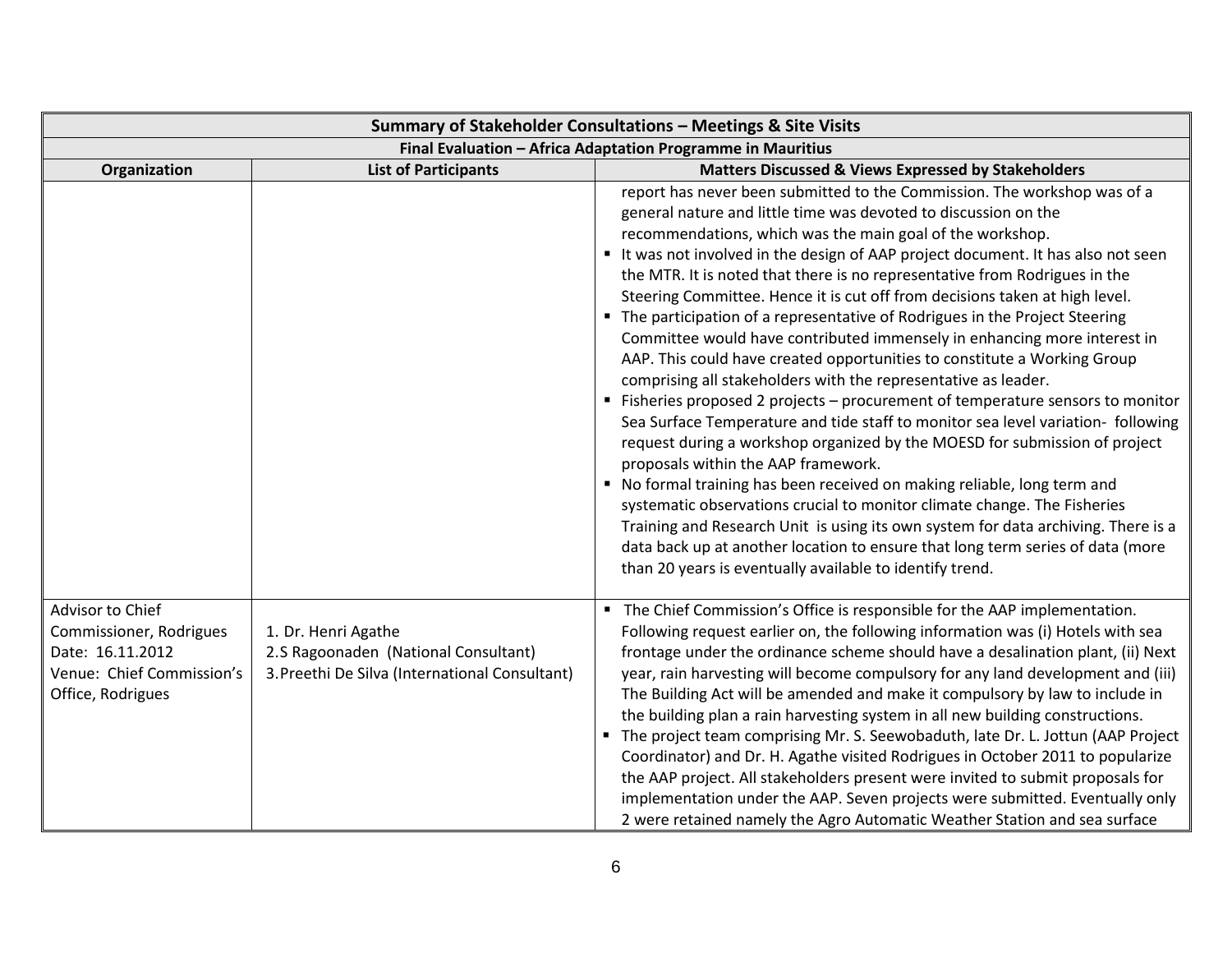| Summary of Stakeholder Consultations – Meetings & Site Visits | | |
|---|---|---|
| **Final Evaluation – Africa Adaptation Programme in Mauritius** | | |
| **Organization** | **List of Participants** | **Matters Discussed & Views Expressed by Stakeholders** |
| | | report has never been submitted to the Commission. The workshop was of a general nature and little time was devoted to discussion on the recommendations, which was the main goal of the workshop.<br>▪ It was not involved in the design of AAP project document. It has also not seen the MTR. It is noted that there is no representative from Rodrigues in the Steering Committee. Hence it is cut off from decisions taken at high level.<br>▪ The participation of a representative of Rodrigues in the Project Steering Committee would have contributed immensely in enhancing more interest in AAP. This could have created opportunities to constitute a Working Group comprising all stakeholders with the representative as leader.<br>▪ Fisheries proposed 2 projects – procurement of temperature sensors to monitor Sea Surface Temperature and tide staff to monitor sea level variation- following request during a workshop organized by the MOESD for submission of project proposals within the AAP framework.<br>▪ No formal training has been received on making reliable, long term and systematic observations crucial to monitor climate change. The Fisheries Training and Research Unit is using its own system for data archiving. There is a data back up at another location to ensure that long term series of data (more than 20 years is eventually available to identify trend. |
| Advisor to Chief Commissioner, Rodrigues<br>Date: 16.11.2012<br>Venue: Chief Commission's Office, Rodrigues | 1. Dr. Henri Agathe<br>2.S Ragoonaden (National Consultant)<br>3.Preethi De Silva (International Consultant) | ▪ The Chief Commission's Office is responsible for the AAP implementation. Following request earlier on, the following information was (i) Hotels with sea frontage under the ordinance scheme should have a desalination plant, (ii) Next year, rain harvesting will become compulsory for any land development and (iii) The Building Act will be amended and make it compulsory by law to include in the building plan a rain harvesting system in all new building constructions.<br>▪ The project team comprising Mr. S. Seewobaduth, late Dr. L. Jottun (AAP Project Coordinator) and Dr. H. Agathe visited Rodrigues in October 2011 to popularize the AAP project. All stakeholders present were invited to submit proposals for implementation under the AAP. Seven projects were submitted. Eventually only 2 were retained namely the Agro Automatic Weather Station and sea surface |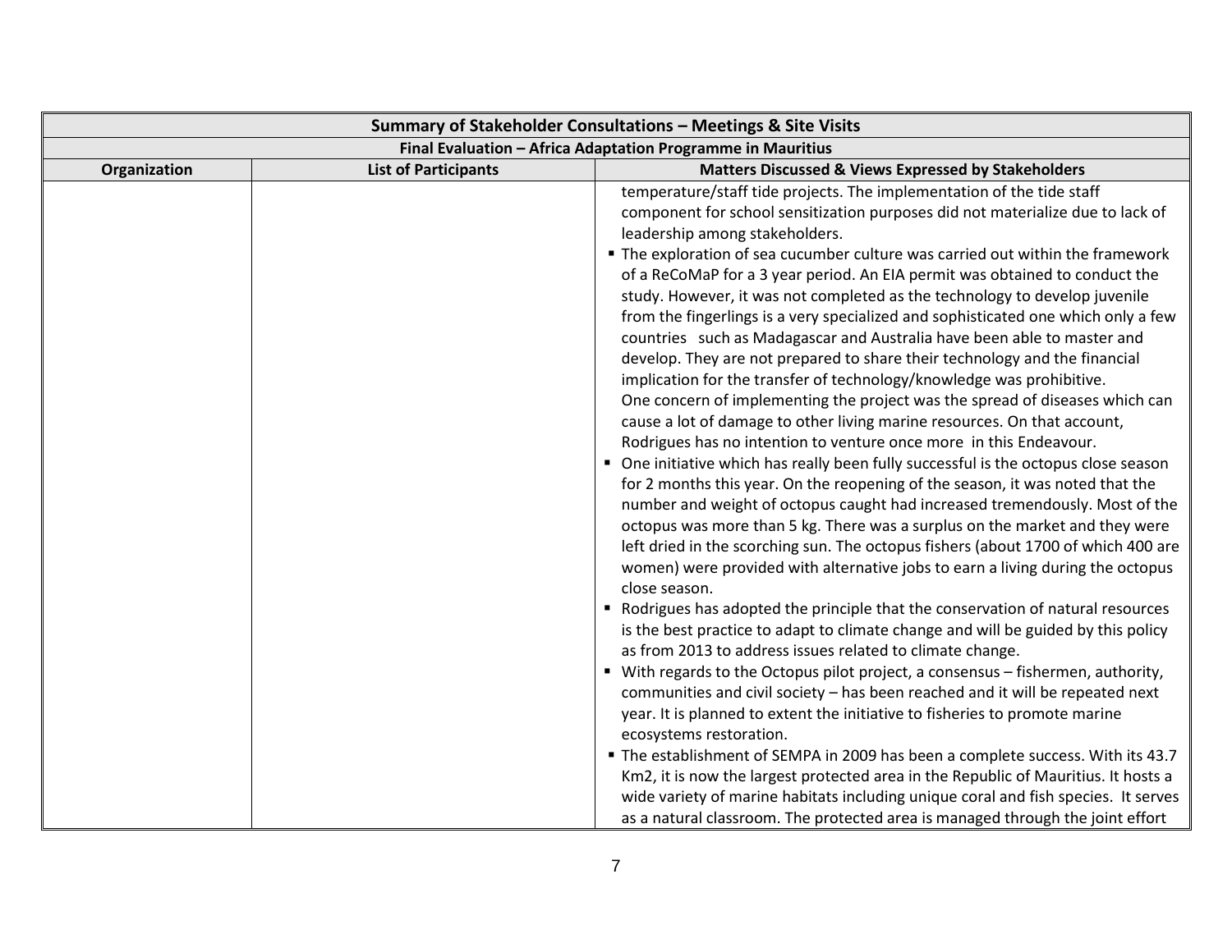| Summary of Stakeholder Consultations – Meetings & Site Visits | | |
|---|---|---|
| **Final Evaluation – Africa Adaptation Programme in Mauritius** | | |
| **Organization** | **List of Participants** | **Matters Discussed & Views Expressed by Stakeholders** |
| | | temperature/staff tide projects. The implementation of the tide staff component for school sensitization purposes did not materialize due to lack of leadership among stakeholders.<br>▪ The exploration of sea cucumber culture was carried out within the framework of a ReCoMaP for a 3 year period. An EIA permit was obtained to conduct the study. However, it was not completed as the technology to develop juvenile from the fingerlings is a very specialized and sophisticated one which only a few countries such as Madagascar and Australia have been able to master and develop. They are not prepared to share their technology and the financial implication for the transfer of technology/knowledge was prohibitive. One concern of implementing the project was the spread of diseases which can cause a lot of damage to other living marine resources. On that account, Rodrigues has no intention to venture once more in this Endeavour.<br>▪ One initiative which has really been fully successful is the octopus close season for 2 months this year. On the reopening of the season, it was noted that the number and weight of octopus caught had increased tremendously. Most of the octopus was more than 5 kg. There was a surplus on the market and they were left dried in the scorching sun. The octopus fishers (about 1700 of which 400 are women) were provided with alternative jobs to earn a living during the octopus close season.<br>▪ Rodrigues has adopted the principle that the conservation of natural resources is the best practice to adapt to climate change and will be guided by this policy as from 2013 to address issues related to climate change.<br>▪ With regards to the Octopus pilot project, a consensus – fishermen, authority, communities and civil society – has been reached and it will be repeated next year. It is planned to extent the initiative to fisheries to promote marine ecosystems restoration.<br>▪ The establishment of SEMPA in 2009 has been a complete success. With its 43.7 Km2, it is now the largest protected area in the Republic of Mauritius. It hosts a wide variety of marine habitats including unique coral and fish species. It serves as a natural classroom. The protected area is managed through the joint effort |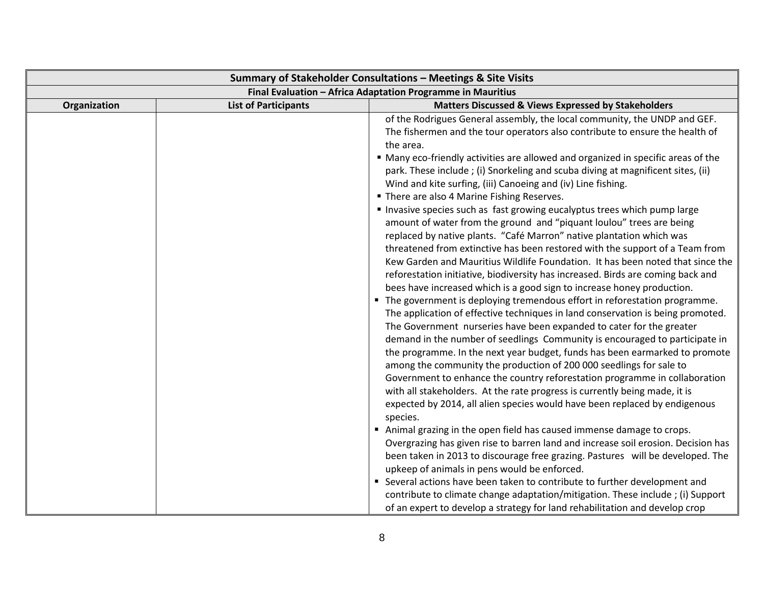| Summary of Stakeholder Consultations – Meetings & Site Visits | | |
|---|---|---|
| **Final Evaluation – Africa Adaptation Programme in Mauritius** | | |
| **Organization** | **List of Participants** | **Matters Discussed & Views Expressed by Stakeholders** |
| | | of the Rodrigues General assembly, the local community, the UNDP and GEF. The fishermen and the tour operators also contribute to ensure the health of the area.<br>▪ Many eco-friendly activities are allowed and organized in specific areas of the park. These include ; (i) Snorkeling and scuba diving at magnificent sites, (ii) Wind and kite surfing, (iii) Canoeing and (iv) Line fishing.<br>▪ There are also 4 Marine Fishing Reserves.<br>▪ Invasive species such as fast growing eucalyptus trees which pump large amount of water from the ground and "piquant loulou" trees are being replaced by native plants. "Café Marron" native plantation which was threatened from extinctive has been restored with the support of a Team from Kew Garden and Mauritius Wildlife Foundation. It has been noted that since the reforestation initiative, biodiversity has increased. Birds are coming back and bees have increased which is a good sign to increase honey production.<br>▪ The government is deploying tremendous effort in reforestation programme. The application of effective techniques in land conservation is being promoted. The Government nurseries have been expanded to cater for the greater demand in the number of seedlings Community is encouraged to participate in the programme. In the next year budget, funds has been earmarked to promote among the community the production of 200 000 seedlings for sale to Government to enhance the country reforestation programme in collaboration with all stakeholders. At the rate progress is currently being made, it is expected by 2014, all alien species would have been replaced by endigenous species.<br>▪ Animal grazing in the open field has caused immense damage to crops. Overgrazing has given rise to barren land and increase soil erosion. Decision has been taken in 2013 to discourage free grazing. Pastures will be developed. The upkeep of animals in pens would be enforced.<br>▪ Several actions have been taken to contribute to further development and contribute to climate change adaptation/mitigation. These include ; (i) Support of an expert to develop a strategy for land rehabilitation and develop crop |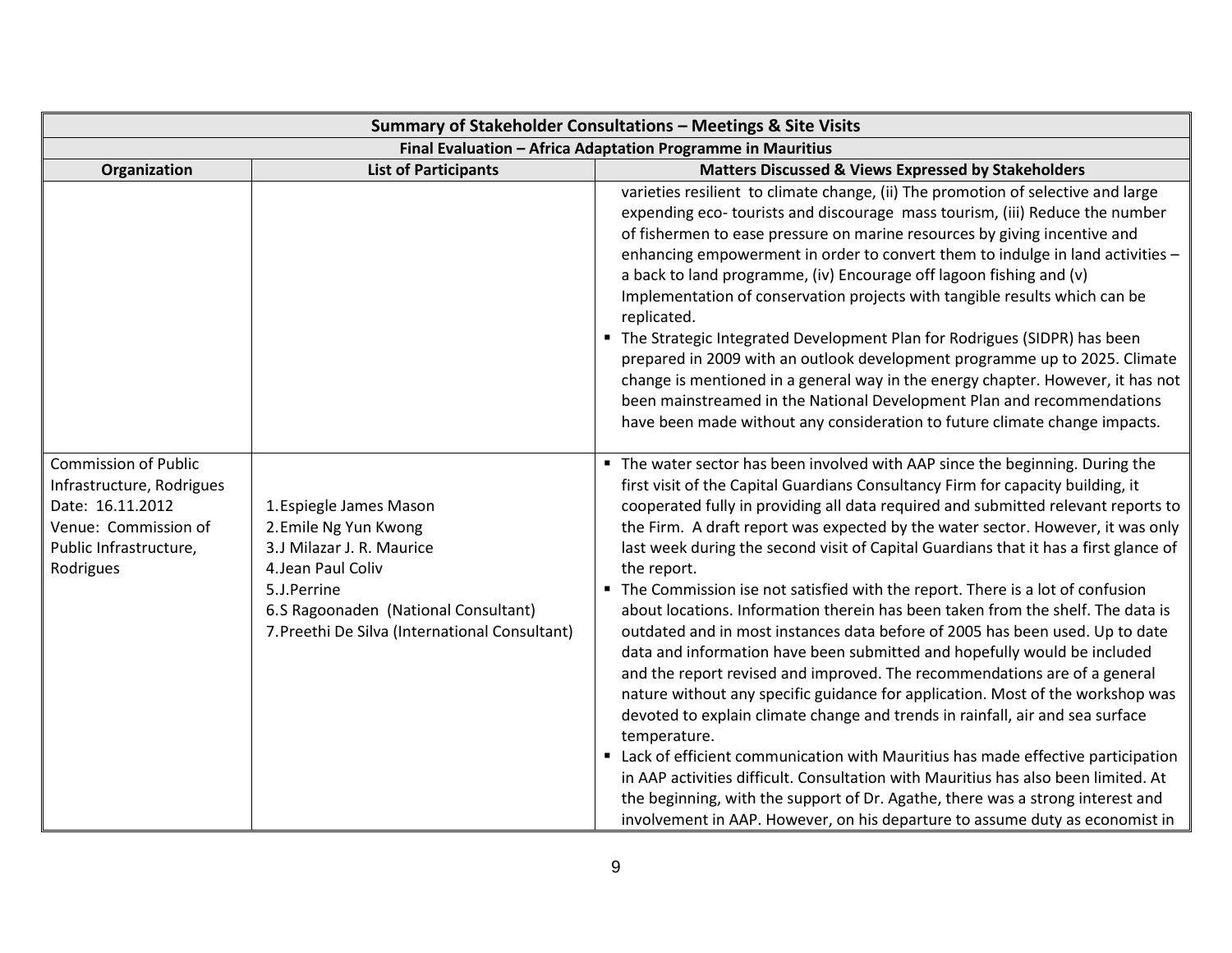| Summary of Stakeholder Consultations – Meetings & Site Visits | | |
|---|---|---|
| **Final Evaluation – Africa Adaptation Programme in Mauritius** | | |
| **Organization** | **List of Participants** | **Matters Discussed & Views Expressed by Stakeholders** |
| | | varieties resilient to climate change, (ii) The promotion of selective and large expending eco- tourists and discourage mass tourism, (iii) Reduce the number of fishermen to ease pressure on marine resources by giving incentive and enhancing empowerment in order to convert them to indulge in land activities – a back to land programme, (iv) Encourage off lagoon fishing and (v) Implementation of conservation projects with tangible results which can be replicated.<br>▪ The Strategic Integrated Development Plan for Rodrigues (SIDPR) has been prepared in 2009 with an outlook development programme up to 2025. Climate change is mentioned in a general way in the energy chapter. However, it has not been mainstreamed in the National Development Plan and recommendations have been made without any consideration to future climate change impacts. |
| Commission of Public Infrastructure, Rodrigues<br>Date: 16.11.2012<br>Venue: Commission of Public Infrastructure, Rodrigues | 1. Espiegle James Mason<br>2. Emile Ng Yun Kwong<br>3. J Milazar J. R. Maurice<br>4. Jean Paul Coliv<br>5. J.Perrine<br>6. S Ragoonaden (National Consultant)<br>7. Preethi De Silva (International Consultant) | ▪ The water sector has been involved with AAP since the beginning. During the first visit of the Capital Guardians Consultancy Firm for capacity building, it cooperated fully in providing all data required and submitted relevant reports to the Firm. A draft report was expected by the water sector. However, it was only last week during the second visit of Capital Guardians that it has a first glance of the report.<br>▪ The Commission ise not satisfied with the report. There is a lot of confusion about locations. Information therein has been taken from the shelf. The data is outdated and in most instances data before of 2005 has been used. Up to date data and information have been submitted and hopefully would be included and the report revised and improved. The recommendations are of a general nature without any specific guidance for application. Most of the workshop was devoted to explain climate change and trends in rainfall, air and sea surface temperature.<br>▪ Lack of efficient communication with Mauritius has made effective participation in AAP activities difficult. Consultation with Mauritius has also been limited. At the beginning, with the support of Dr. Agathe, there was a strong interest and involvement in AAP. However, on his departure to assume duty as economist in |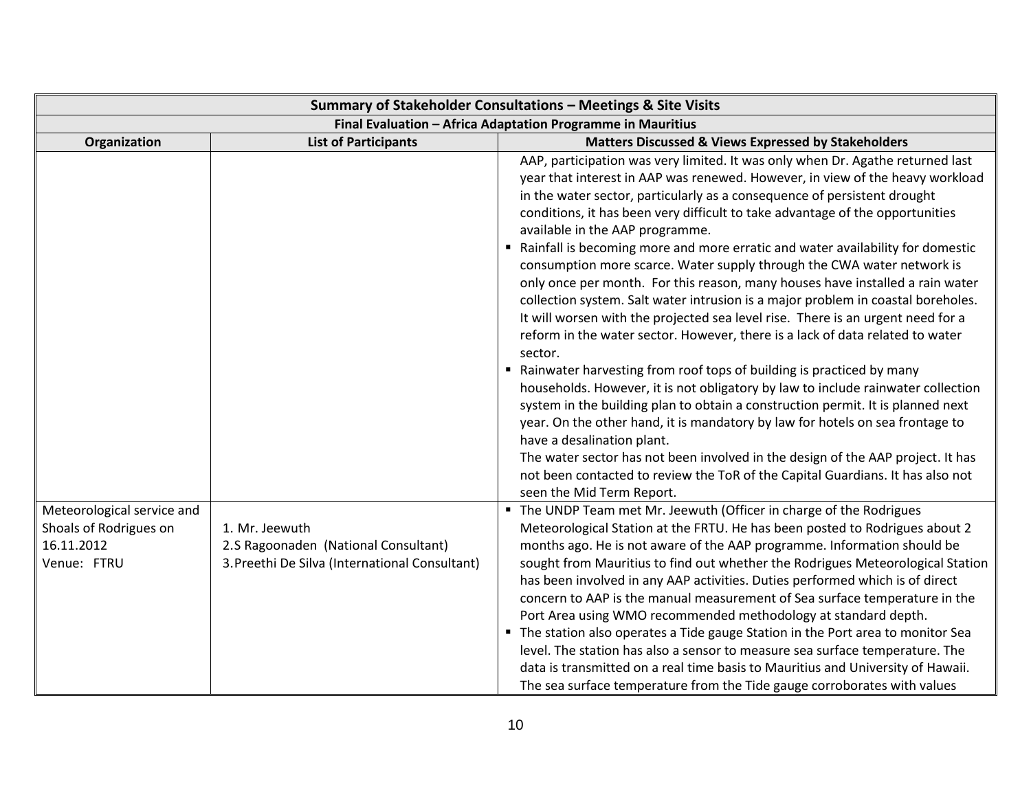| Summary of Stakeholder Consultations – Meetings & Site Visits | | |
|---|---|---|
| **Final Evaluation – Africa Adaptation Programme in Mauritius** | | |
| **Organization** | **List of Participants** | **Matters Discussed & Views Expressed by Stakeholders** |
| | | AAP, participation was very limited. It was only when Dr. Agathe returned last year that interest in AAP was renewed. However, in view of the heavy workload in the water sector, particularly as a consequence of persistent drought conditions, it has been very difficult to take advantage of the opportunities available in the AAP programme.<br>▪ Rainfall is becoming more and more erratic and water availability for domestic consumption more scarce. Water supply through the CWA water network is only once per month. For this reason, many houses have installed a rain water collection system. Salt water intrusion is a major problem in coastal boreholes. It will worsen with the projected sea level rise. There is an urgent need for a reform in the water sector. However, there is a lack of data related to water sector.<br>▪ Rainwater harvesting from roof tops of building is practiced by many households. However, it is not obligatory by law to include rainwater collection system in the building plan to obtain a construction permit. It is planned next year. On the other hand, it is mandatory by law for hotels on sea frontage to have a desalination plant.<br>The water sector has not been involved in the design of the AAP project. It has not been contacted to review the ToR of the Capital Guardians. It has also not seen the Mid Term Report. |
| Meteorological service and Shoals of Rodrigues on 16.11.2012<br>Venue: FTRU | 1. Mr. Jeewuth<br>2.S Ragoonaden (National Consultant)<br>3.Preethi De Silva (International Consultant) | ▪ The UNDP Team met Mr. Jeewuth (Officer in charge of the Rodrigues Meteorological Station at the FRTU. He has been posted to Rodrigues about 2 months ago. He is not aware of the AAP programme. Information should be sought from Mauritius to find out whether the Rodrigues Meteorological Station has been involved in any AAP activities. Duties performed which is of direct concern to AAP is the manual measurement of Sea surface temperature in the Port Area using WMO recommended methodology at standard depth.<br>▪ The station also operates a Tide gauge Station in the Port area to monitor Sea level. The station has also a sensor to measure sea surface temperature. The data is transmitted on a real time basis to Mauritius and University of Hawaii. The sea surface temperature from the Tide gauge corroborates with values |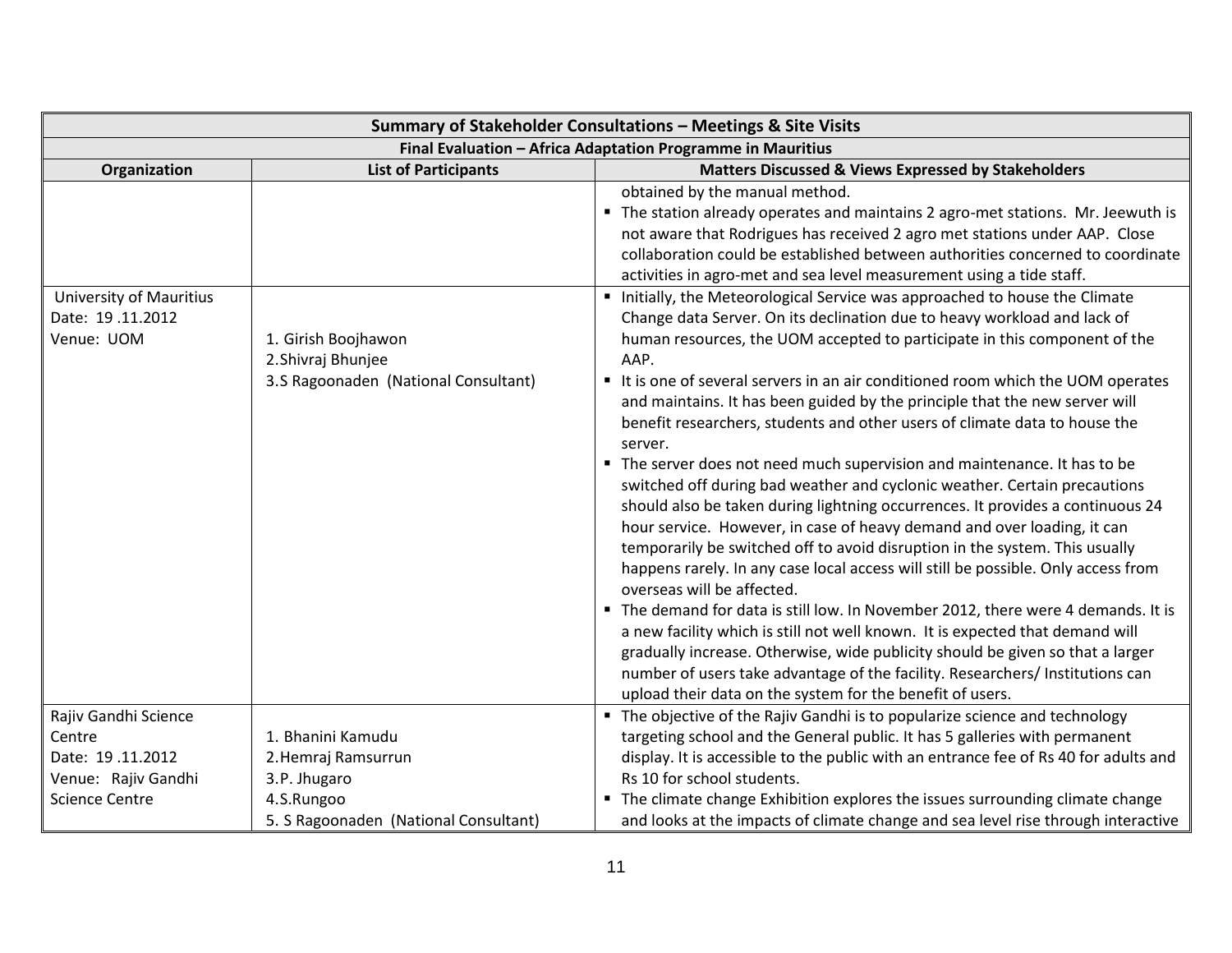| Summary of Stakeholder Consultations – Meetings & Site Visits | | |
|---|---|---|
| Final Evaluation – Africa Adaptation Programme in Mauritius | | |
| **Organization** | **List of Participants** | **Matters Discussed & Views Expressed by Stakeholders** |
| | | obtained by the manual method.<br>▪ The station already operates and maintains 2 agro-met stations. Mr. Jeewuth is not aware that Rodrigues has received 2 agro met stations under AAP. Close collaboration could be established between authorities concerned to coordinate activities in agro-met and sea level measurement using a tide staff. |
| University of Mauritius<br>Date: 19 .11.2012<br>Venue: UOM | 1. Girish Boojhawon<br>2.Shivraj Bhunjee<br>3.S Ragoonaden (National Consultant) | ▪ Initially, the Meteorological Service was approached to house the Climate Change data Server. On its declination due to heavy workload and lack of human resources, the UOM accepted to participate in this component of the AAP.<br>▪ It is one of several servers in an air conditioned room which the UOM operates and maintains. It has been guided by the principle that the new server will benefit researchers, students and other users of climate data to house the server.<br>▪ The server does not need much supervision and maintenance. It has to be switched off during bad weather and cyclonic weather. Certain precautions should also be taken during lightning occurrences. It provides a continuous 24 hour service. However, in case of heavy demand and over loading, it can temporarily be switched off to avoid disruption in the system. This usually happens rarely. In any case local access will still be possible. Only access from overseas will be affected.<br>▪ The demand for data is still low. In November 2012, there were 4 demands. It is a new facility which is still not well known. It is expected that demand will gradually increase. Otherwise, wide publicity should be given so that a larger number of users take advantage of the facility. Researchers/ Institutions can upload their data on the system for the benefit of users. |
| Rajiv Gandhi Science Centre<br>Date: 19 .11.2012<br>Venue: Rajiv Gandhi Science Centre | 1. Bhanini Kamudu<br>2.Hemraj Ramsurrun<br>3.P. Jhugaro<br>4.S.Rungoo<br>5. S Ragoonaden (National Consultant) | ▪ The objective of the Rajiv Gandhi is to popularize science and technology targeting school and the General public. It has 5 galleries with permanent display. It is accessible to the public with an entrance fee of Rs 40 for adults and Rs 10 for school students.<br>▪ The climate change Exhibition explores the issues surrounding climate change and looks at the impacts of climate change and sea level rise through interactive |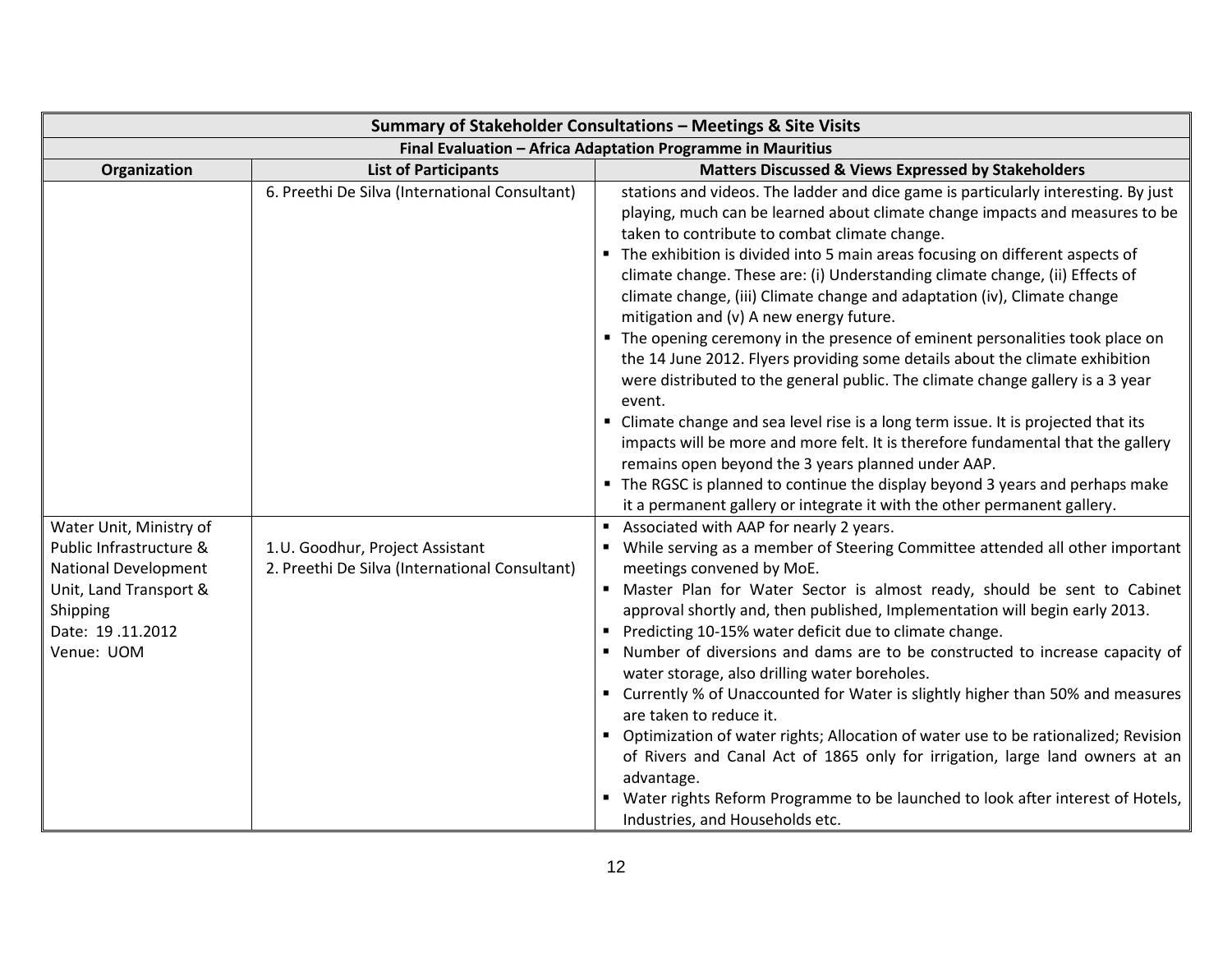| Summary of Stakeholder Consultations – Meetings & Site Visits | | |
|---|---|---|
| **Final Evaluation – Africa Adaptation Programme in Mauritius** | | |
| **Organization** | **List of Participants** | **Matters Discussed & Views Expressed by Stakeholders** |
| | 6. Preethi De Silva (International Consultant) | stations and videos. The ladder and dice game is particularly interesting. By just playing, much can be learned about climate change impacts and measures to be taken to contribute to combat climate change.<br>▪ The exhibition is divided into 5 main areas focusing on different aspects of climate change. These are: (i) Understanding climate change, (ii) Effects of climate change, (iii) Climate change and adaptation (iv), Climate change mitigation and (v) A new energy future.<br>▪ The opening ceremony in the presence of eminent personalities took place on the 14 June 2012. Flyers providing some details about the climate exhibition were distributed to the general public. The climate change gallery is a 3 year event.<br>▪ Climate change and sea level rise is a long term issue. It is projected that its impacts will be more and more felt. It is therefore fundamental that the gallery remains open beyond the 3 years planned under AAP.<br>▪ The RGSC is planned to continue the display beyond 3 years and perhaps make it a permanent gallery or integrate it with the other permanent gallery. |
| Water Unit, Ministry of Public Infrastructure & National Development Unit, Land Transport & Shipping<br>Date: 19 .11.2012<br>Venue: UOM | 1.U. Goodhur, Project Assistant<br>2. Preethi De Silva (International Consultant) | ▪ Associated with AAP for nearly 2 years.<br>▪ While serving as a member of Steering Committee attended all other important meetings convened by MoE.<br>▪ Master Plan for Water Sector is almost ready, should be sent to Cabinet approval shortly and, then published, Implementation will begin early 2013.<br>▪ Predicting 10-15% water deficit due to climate change.<br>▪ Number of diversions and dams are to be constructed to increase capacity of water storage, also drilling water boreholes.<br>▪ Currently % of Unaccounted for Water is slightly higher than 50% and measures are taken to reduce it.<br>▪ Optimization of water rights; Allocation of water use to be rationalized; Revision of Rivers and Canal Act of 1865 only for irrigation, large land owners at an advantage.<br>▪ Water rights Reform Programme to be launched to look after interest of Hotels, Industries, and Households etc. |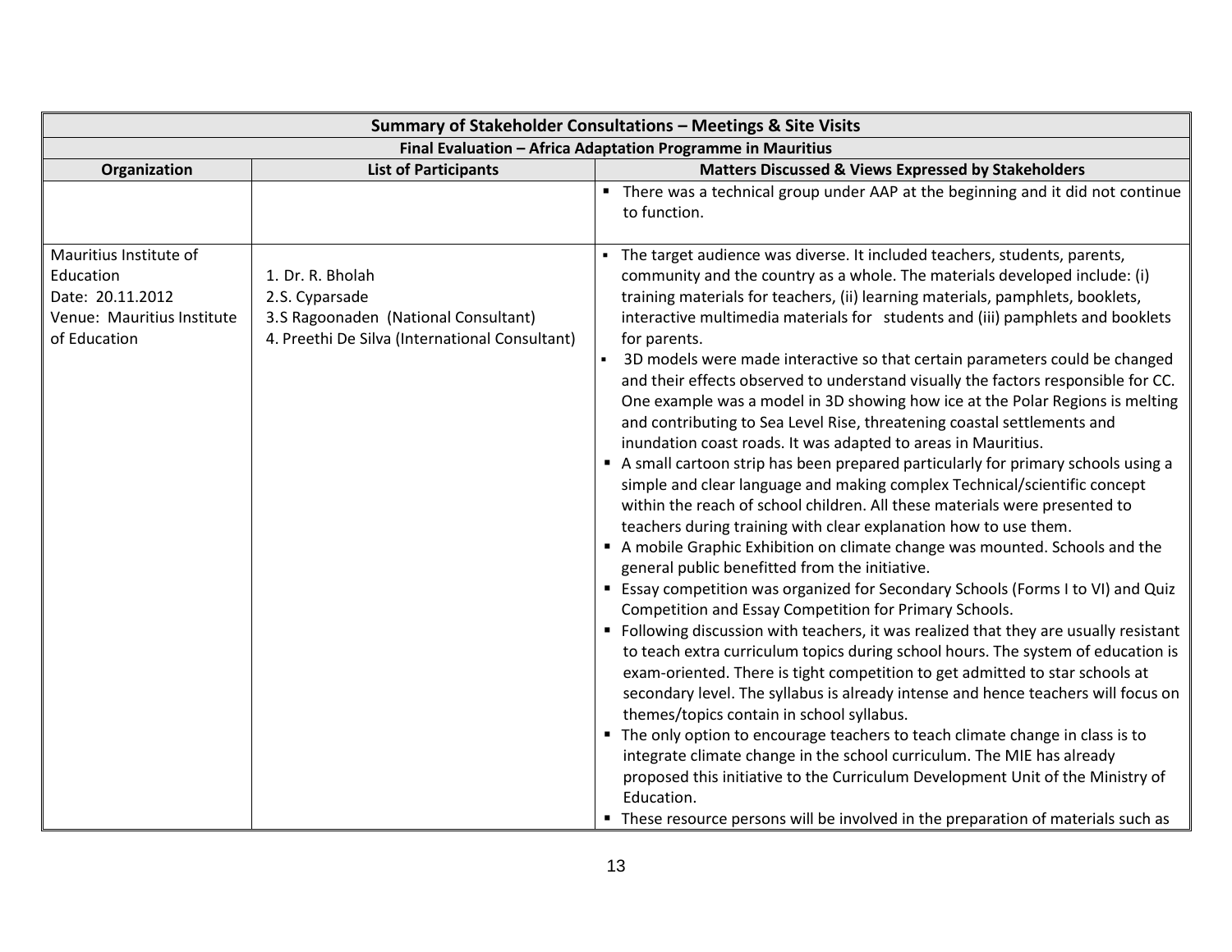| Summary of Stakeholder Consultations – Meetings & Site Visits | | |
|---|---|---|
| **Final Evaluation – Africa Adaptation Programme in Mauritius** | | |
| **Organization** | **List of Participants** | **Matters Discussed & Views Expressed by Stakeholders** |
| | | ▪ There was a technical group under AAP at the beginning and it did not continue to function. |
| Mauritius Institute of Education<br>Date: 20.11.2012<br>Venue: Mauritius Institute of Education | 1. Dr. R. Bholah<br>2.S. Cyparsade<br>3.S Ragoonaden (National Consultant)<br>4. Preethi De Silva (International Consultant) | ▪ The target audience was diverse. It included teachers, students, parents, community and the country as a whole. The materials developed include: (i) training materials for teachers, (ii) learning materials, pamphlets, booklets, interactive multimedia materials for students and (iii) pamphlets and booklets for parents.<br>▪ 3D models were made interactive so that certain parameters could be changed and their effects observed to understand visually the factors responsible for CC. One example was a model in 3D showing how ice at the Polar Regions is melting and contributing to Sea Level Rise, threatening coastal settlements and inundation coast roads. It was adapted to areas in Mauritius.<br>▪ A small cartoon strip has been prepared particularly for primary schools using a simple and clear language and making complex Technical/scientific concept within the reach of school children. All these materials were presented to teachers during training with clear explanation how to use them.<br>▪ A mobile Graphic Exhibition on climate change was mounted. Schools and the general public benefitted from the initiative.<br>▪ Essay competition was organized for Secondary Schools (Forms I to VI) and Quiz Competition and Essay Competition for Primary Schools.<br>▪ Following discussion with teachers, it was realized that they are usually resistant to teach extra curriculum topics during school hours. The system of education is exam-oriented. There is tight competition to get admitted to star schools at secondary level. The syllabus is already intense and hence teachers will focus on themes/topics contain in school syllabus.<br>▪ The only option to encourage teachers to teach climate change in class is to integrate climate change in the school curriculum. The MIE has already proposed this initiative to the Curriculum Development Unit of the Ministry of Education.<br>▪ These resource persons will be involved in the preparation of materials such as |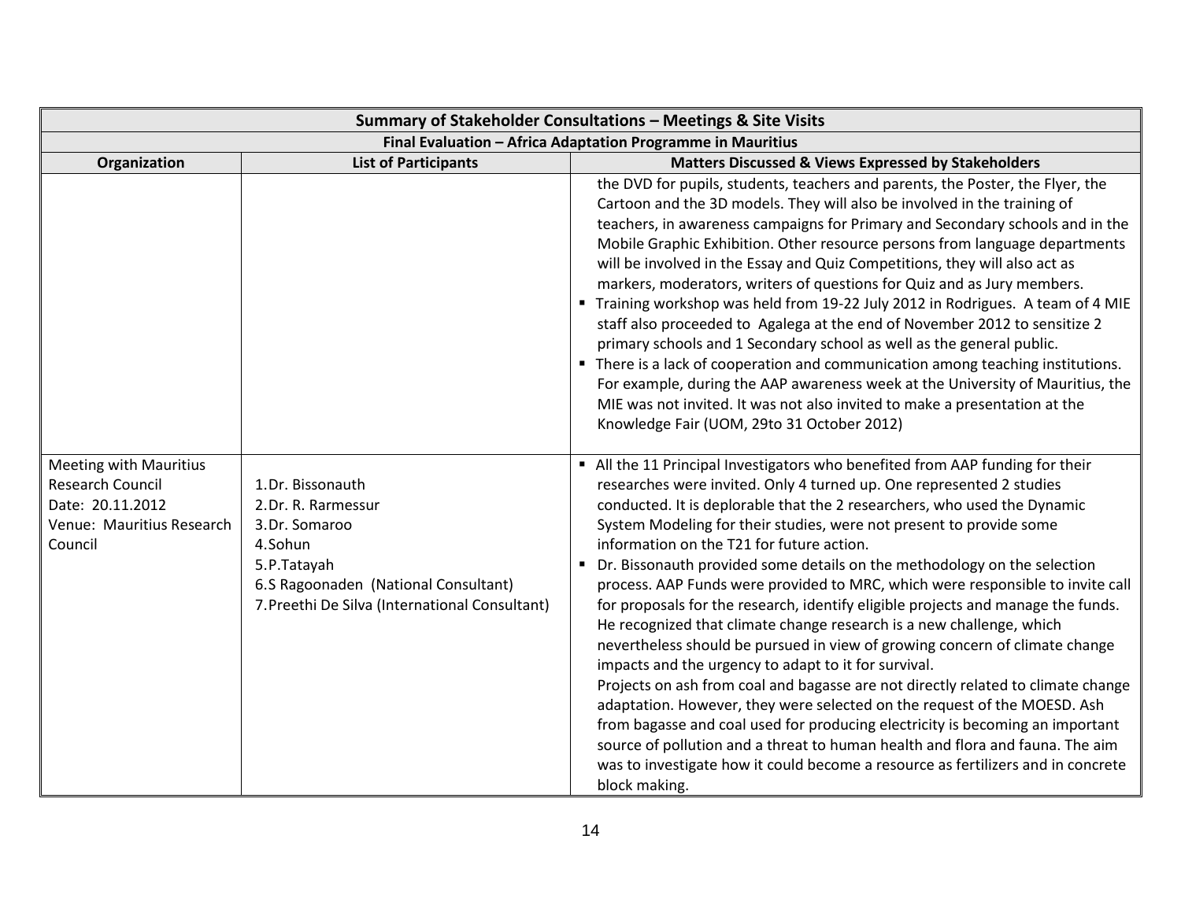| Summary of Stakeholder Consultations – Meetings & Site Visits | | |
|---|---|---|
| **Final Evaluation – Africa Adaptation Programme in Mauritius** | | |
| **Organization** | **List of Participants** | **Matters Discussed & Views Expressed by Stakeholders** |
| | | the DVD for pupils, students, teachers and parents, the Poster, the Flyer, the Cartoon and the 3D models. They will also be involved in the training of teachers, in awareness campaigns for Primary and Secondary schools and in the Mobile Graphic Exhibition. Other resource persons from language departments will be involved in the Essay and Quiz Competitions, they will also act as markers, moderators, writers of questions for Quiz and as Jury members.<br>▪ Training workshop was held from 19-22 July 2012 in Rodrigues. A team of 4 MIE staff also proceeded to Agalega at the end of November 2012 to sensitize 2 primary schools and 1 Secondary school as well as the general public.<br>▪ There is a lack of cooperation and communication among teaching institutions. For example, during the AAP awareness week at the University of Mauritius, the MIE was not invited. It was not also invited to make a presentation at the Knowledge Fair (UOM, 29to 31 October 2012) |
| Meeting with Mauritius Research Council<br>Date: 20.11.2012<br>Venue: Mauritius Research Council | 1.Dr. Bissonauth<br>2.Dr. R. Rarmessur<br>3.Dr. Somaroo<br>4.Sohun<br>5.P.Tatayah<br>6.S Ragoonaden (National Consultant)<br>7.Preethi De Silva (International Consultant) | ▪ All the 11 Principal Investigators who benefited from AAP funding for their researches were invited. Only 4 turned up. One represented 2 studies conducted. It is deplorable that the 2 researchers, who used the Dynamic System Modeling for their studies, were not present to provide some information on the T21 for future action.<br>▪ Dr. Bissonauth provided some details on the methodology on the selection process. AAP Funds were provided to MRC, which were responsible to invite call for proposals for the research, identify eligible projects and manage the funds. He recognized that climate change research is a new challenge, which nevertheless should be pursued in view of growing concern of climate change impacts and the urgency to adapt to it for survival.<br>Projects on ash from coal and bagasse are not directly related to climate change adaptation. However, they were selected on the request of the MOESD. Ash from bagasse and coal used for producing electricity is becoming an important source of pollution and a threat to human health and flora and fauna. The aim was to investigate how it could become a resource as fertilizers and in concrete block making. |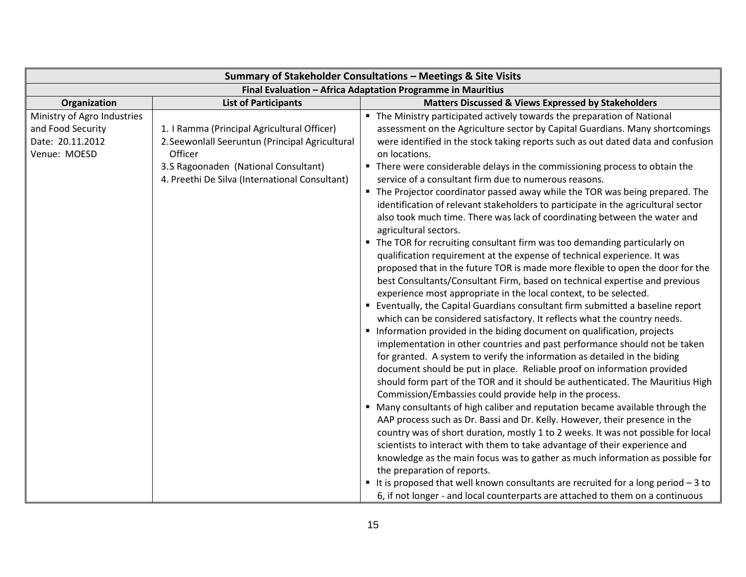| Summary of Stakeholder Consultations – Meetings & Site Visits | | |
|---|---|---|
| **Final Evaluation – Africa Adaptation Programme in Mauritius** | | |
| **Organization** | **List of Participants** | **Matters Discussed & Views Expressed by Stakeholders** |
| Ministry of Agro Industries and Food Security<br>Date: 20.11.2012<br>Venue: MOESD | 1. I Ramma (Principal Agricultural Officer)<br>2. Seewonlall Seeruntun (Principal Agricultural Officer<br>3. S Ragoonaden (National Consultant)<br>4. Preethi De Silva (International Consultant) | ▪ The Ministry participated actively towards the preparation of National assessment on the Agriculture sector by Capital Guardians. Many shortcomings were identified in the stock taking reports such as out dated data and confusion on locations.<br>▪ There were considerable delays in the commissioning process to obtain the service of a consultant firm due to numerous reasons.<br>▪ The Projector coordinator passed away while the TOR was being prepared. The identification of relevant stakeholders to participate in the agricultural sector also took much time. There was lack of coordinating between the water and agricultural sectors.<br>▪ The TOR for recruiting consultant firm was too demanding particularly on qualification requirement at the expense of technical experience. It was proposed that in the future TOR is made more flexible to open the door for the best Consultants/Consultant Firm, based on technical expertise and previous experience most appropriate in the local context, to be selected.<br>▪ Eventually, the Capital Guardians consultant firm submitted a baseline report which can be considered satisfactory. It reflects what the country needs.<br>▪ Information provided in the biding document on qualification, projects implementation in other countries and past performance should not be taken for granted. A system to verify the information as detailed in the biding document should be put in place. Reliable proof on information provided should form part of the TOR and it should be authenticated. The Mauritius High Commission/Embassies could provide help in the process.<br>▪ Many consultants of high caliber and reputation became available through the AAP process such as Dr. Bassi and Dr. Kelly. However, their presence in the country was of short duration, mostly 1 to 2 weeks. It was not possible for local scientists to interact with them to take advantage of their experience and knowledge as the main focus was to gather as much information as possible for the preparation of reports.<br>▪ It is proposed that well known consultants are recruited for a long period – 3 to 6, if not longer - and local counterparts are attached to them on a continuous |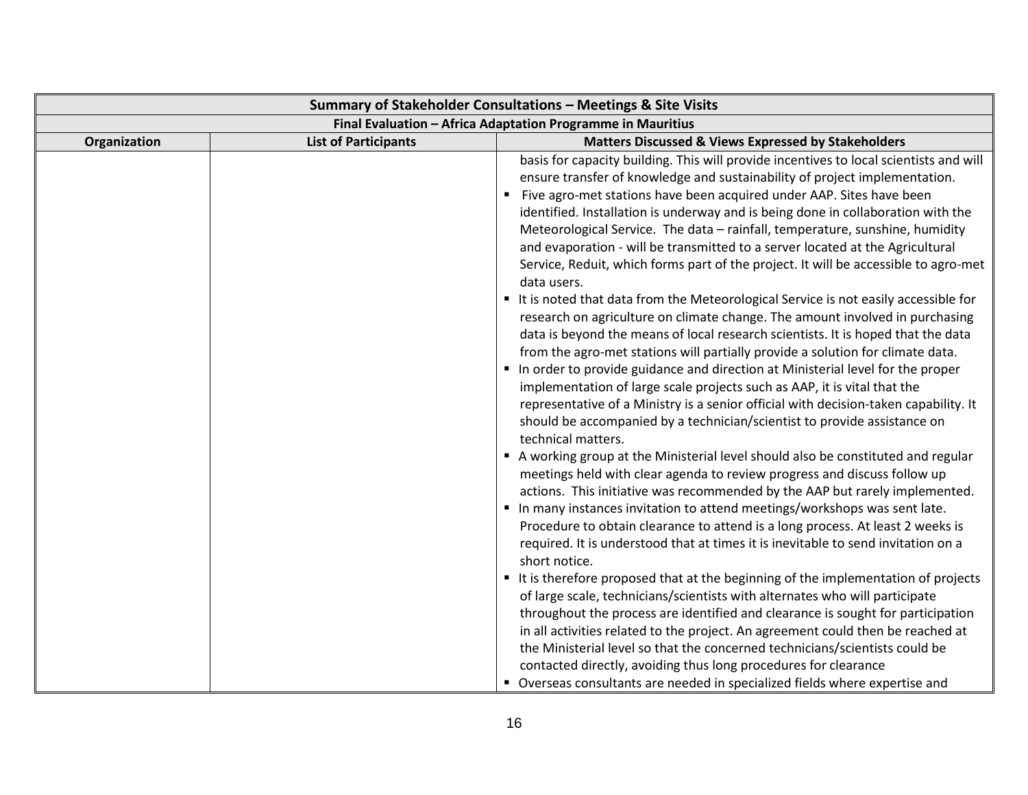| Summary of Stakeholder Consultations – Meetings & Site Visits | | |
|---|---|---|
| **Final Evaluation – Africa Adaptation Programme in Mauritius** | | |
| **Organization** | **List of Participants** | **Matters Discussed & Views Expressed by Stakeholders** |
| | | basis for capacity building. This will provide incentives to local scientists and will ensure transfer of knowledge and sustainability of project implementation.<br>▪ Five agro-met stations have been acquired under AAP. Sites have been identified. Installation is underway and is being done in collaboration with the Meteorological Service. The data – rainfall, temperature, sunshine, humidity and evaporation - will be transmitted to a server located at the Agricultural Service, Reduit, which forms part of the project. It will be accessible to agro-met data users.<br>▪ It is noted that data from the Meteorological Service is not easily accessible for research on agriculture on climate change. The amount involved in purchasing data is beyond the means of local research scientists. It is hoped that the data from the agro-met stations will partially provide a solution for climate data.<br>▪ In order to provide guidance and direction at Ministerial level for the proper implementation of large scale projects such as AAP, it is vital that the representative of a Ministry is a senior official with decision-taken capability. It should be accompanied by a technician/scientist to provide assistance on technical matters.<br>▪ A working group at the Ministerial level should also be constituted and regular meetings held with clear agenda to review progress and discuss follow up actions. This initiative was recommended by the AAP but rarely implemented.<br>▪ In many instances invitation to attend meetings/workshops was sent late. Procedure to obtain clearance to attend is a long process. At least 2 weeks is required. It is understood that at times it is inevitable to send invitation on a short notice.<br>▪ It is therefore proposed that at the beginning of the implementation of projects of large scale, technicians/scientists with alternates who will participate throughout the process are identified and clearance is sought for participation in all activities related to the project. An agreement could then be reached at the Ministerial level so that the concerned technicians/scientists could be contacted directly, avoiding thus long procedures for clearance<br>▪ Overseas consultants are needed in specialized fields where expertise and |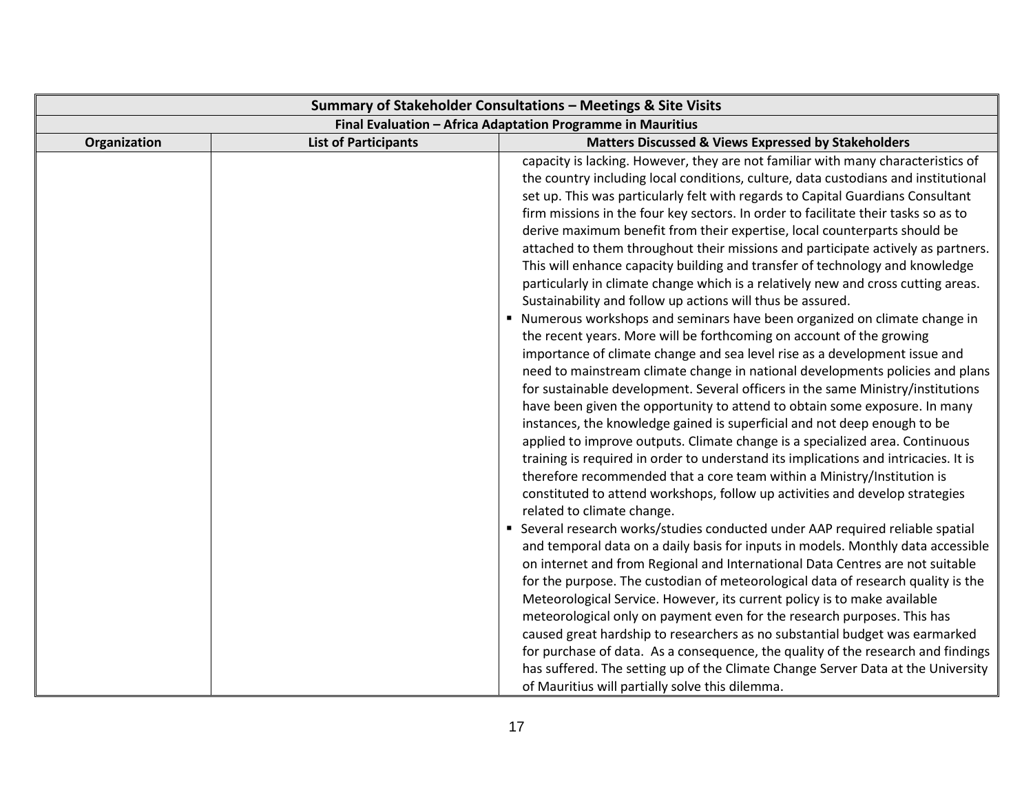| Summary of Stakeholder Consultations – Meetings & Site Visits | | |
|---|---|---|
| Final Evaluation – Africa Adaptation Programme in Mauritius | | |
| **Organization** | **List of Participants** | **Matters Discussed & Views Expressed by Stakeholders** |
| | | capacity is lacking. However, they are not familiar with many characteristics of the country including local conditions, culture, data custodians and institutional set up. This was particularly felt with regards to Capital Guardians Consultant firm missions in the four key sectors. In order to facilitate their tasks so as to derive maximum benefit from their expertise, local counterparts should be attached to them throughout their missions and participate actively as partners. This will enhance capacity building and transfer of technology and knowledge particularly in climate change which is a relatively new and cross cutting areas. Sustainability and follow up actions will thus be assured.<br>▪ Numerous workshops and seminars have been organized on climate change in the recent years. More will be forthcoming on account of the growing importance of climate change and sea level rise as a development issue and need to mainstream climate change in national developments policies and plans for sustainable development. Several officers in the same Ministry/institutions have been given the opportunity to attend to obtain some exposure. In many instances, the knowledge gained is superficial and not deep enough to be applied to improve outputs. Climate change is a specialized area. Continuous training is required in order to understand its implications and intricacies. It is therefore recommended that a core team within a Ministry/Institution is constituted to attend workshops, follow up activities and develop strategies related to climate change.<br>▪ Several research works/studies conducted under AAP required reliable spatial and temporal data on a daily basis for inputs in models. Monthly data accessible on internet and from Regional and International Data Centres are not suitable for the purpose. The custodian of meteorological data of research quality is the Meteorological Service. However, its current policy is to make available meteorological only on payment even for the research purposes. This has caused great hardship to researchers as no substantial budget was earmarked for purchase of data. As a consequence, the quality of the research and findings has suffered. The setting up of the Climate Change Server Data at the University of Mauritius will partially solve this dilemma. |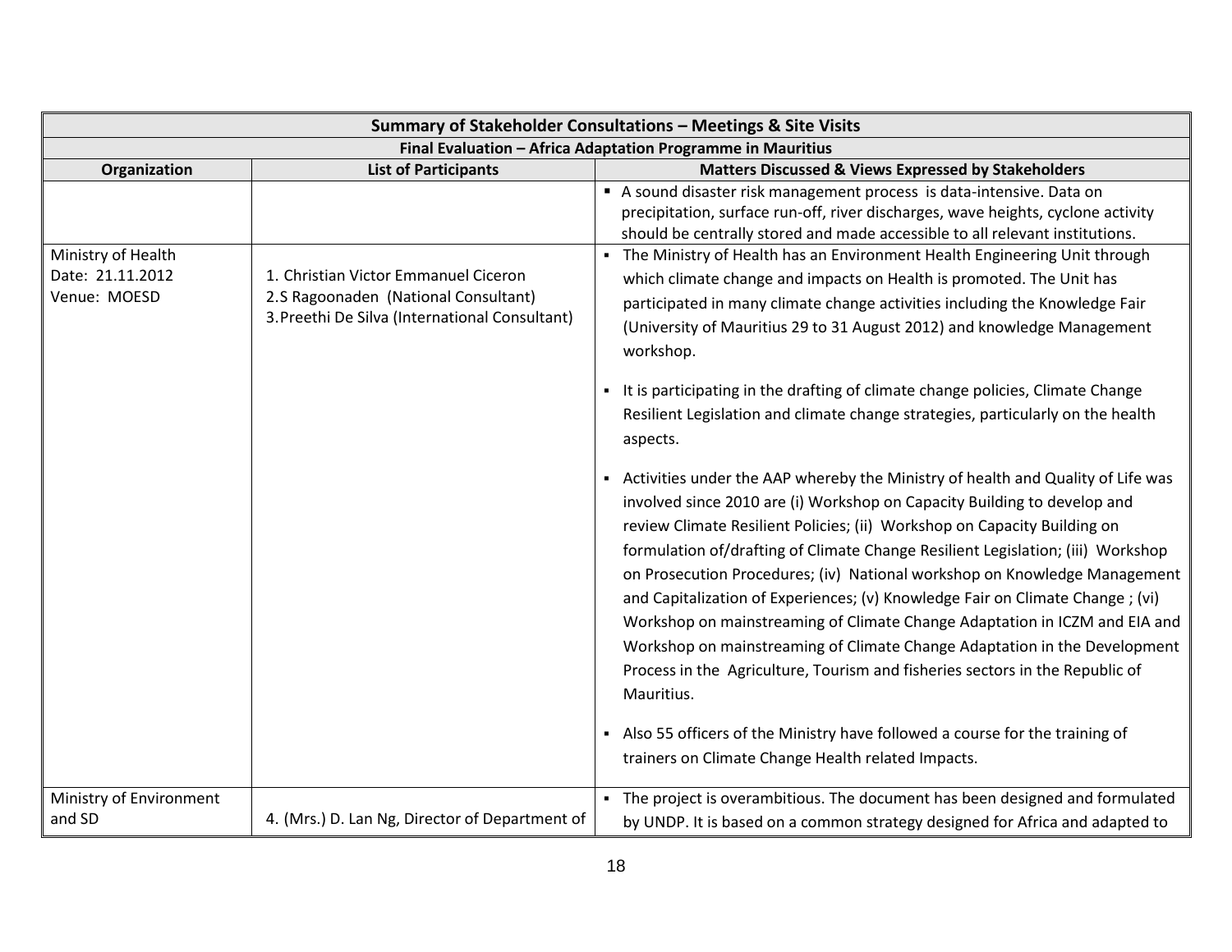| Summary of Stakeholder Consultations – Meetings & Site Visits | | |
|---|---|---|
| **Final Evaluation – Africa Adaptation Programme in Mauritius** | | |
| **Organization** | **List of Participants** | **Matters Discussed & Views Expressed by Stakeholders** |
| | | ▪ A sound disaster risk management process is data-intensive. Data on precipitation, surface run-off, river discharges, wave heights, cyclone activity should be centrally stored and made accessible to all relevant institutions. |
| Ministry of Health<br>Date: 21.11.2012<br>Venue: MOESD | 1. Christian Victor Emmanuel Ciceron<br>2.S Ragoonaden (National Consultant)<br>3.Preethi De Silva (International Consultant) | ▪ The Ministry of Health has an Environment Health Engineering Unit through which climate change and impacts on Health is promoted. The Unit has participated in many climate change activities including the Knowledge Fair (University of Mauritius 29 to 31 August 2012) and knowledge Management workshop.<br><br>▪ It is participating in the drafting of climate change policies, Climate Change Resilient Legislation and climate change strategies, particularly on the health aspects.<br><br>▪ Activities under the AAP whereby the Ministry of health and Quality of Life was involved since 2010 are (i) Workshop on Capacity Building to develop and review Climate Resilient Policies; (ii) Workshop on Capacity Building on formulation of/drafting of Climate Change Resilient Legislation; (iii) Workshop on Prosecution Procedures; (iv) National workshop on Knowledge Management and Capitalization of Experiences; (v) Knowledge Fair on Climate Change ; (vi) Workshop on mainstreaming of Climate Change Adaptation in ICZM and EIA and Workshop on mainstreaming of Climate Change Adaptation in the Development Process in the Agriculture, Tourism and fisheries sectors in the Republic of Mauritius.<br><br>▪ Also 55 officers of the Ministry have followed a course for the training of trainers on Climate Change Health related Impacts. |
| Ministry of Environment and SD | 4. (Mrs.) D. Lan Ng, Director of Department of | ▪ The project is overambitious. The document has been designed and formulated by UNDP. It is based on a common strategy designed for Africa and adapted to |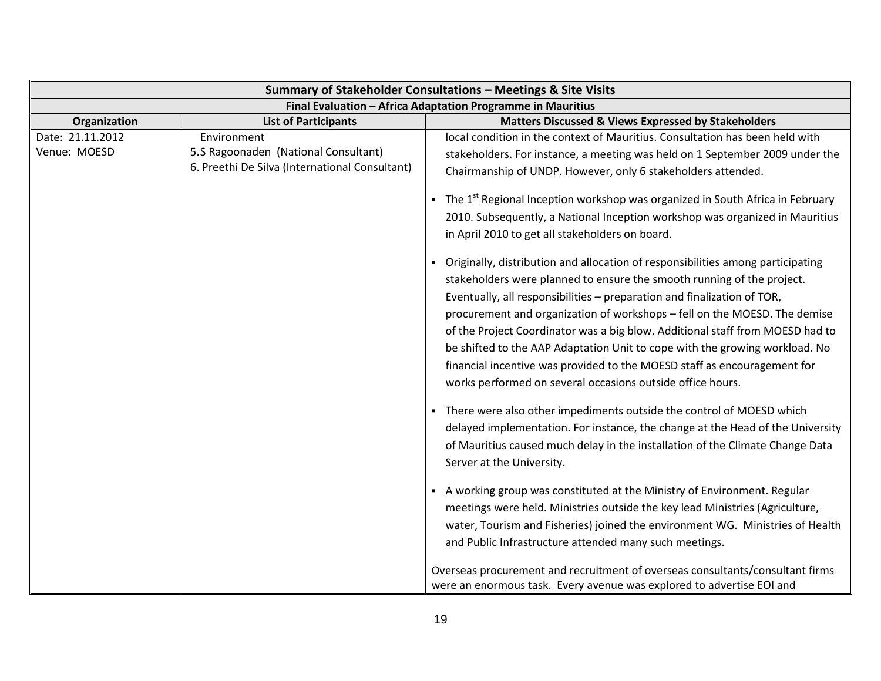| Summary of Stakeholder Consultations – Meetings & Site Visits | | |
|---|---|---|
| Final Evaluation – Africa Adaptation Programme in Mauritius | | |
| **Organization** | **List of Participants** | **Matters Discussed & Views Expressed by Stakeholders** |
| Date: 21.11.2012<br>Venue: MOESD | Environment<br>5.S Ragoonaden (National Consultant)<br>6. Preethi De Silva (International Consultant) | local condition in the context of Mauritius. Consultation has been held with stakeholders. For instance, a meeting was held on 1 September 2009 under the Chairmanship of UNDP. However, only 6 stakeholders attended.<br><br>▪ The 1st Regional Inception workshop was organized in South Africa in February 2010. Subsequently, a National Inception workshop was organized in Mauritius in April 2010 to get all stakeholders on board.<br><br>▪ Originally, distribution and allocation of responsibilities among participating stakeholders were planned to ensure the smooth running of the project. Eventually, all responsibilities – preparation and finalization of TOR, procurement and organization of workshops – fell on the MOESD. The demise of the Project Coordinator was a big blow. Additional staff from MOESD had to be shifted to the AAP Adaptation Unit to cope with the growing workload. No financial incentive was provided to the MOESD staff as encouragement for works performed on several occasions outside office hours.<br><br>▪ There were also other impediments outside the control of MOESD which delayed implementation. For instance, the change at the Head of the University of Mauritius caused much delay in the installation of the Climate Change Data Server at the University.<br><br>▪ A working group was constituted at the Ministry of Environment. Regular meetings were held. Ministries outside the key lead Ministries (Agriculture, water, Tourism and Fisheries) joined the environment WG. Ministries of Health and Public Infrastructure attended many such meetings.<br><br>Overseas procurement and recruitment of overseas consultants/consultant firms were an enormous task. Every avenue was explored to advertise EOI and |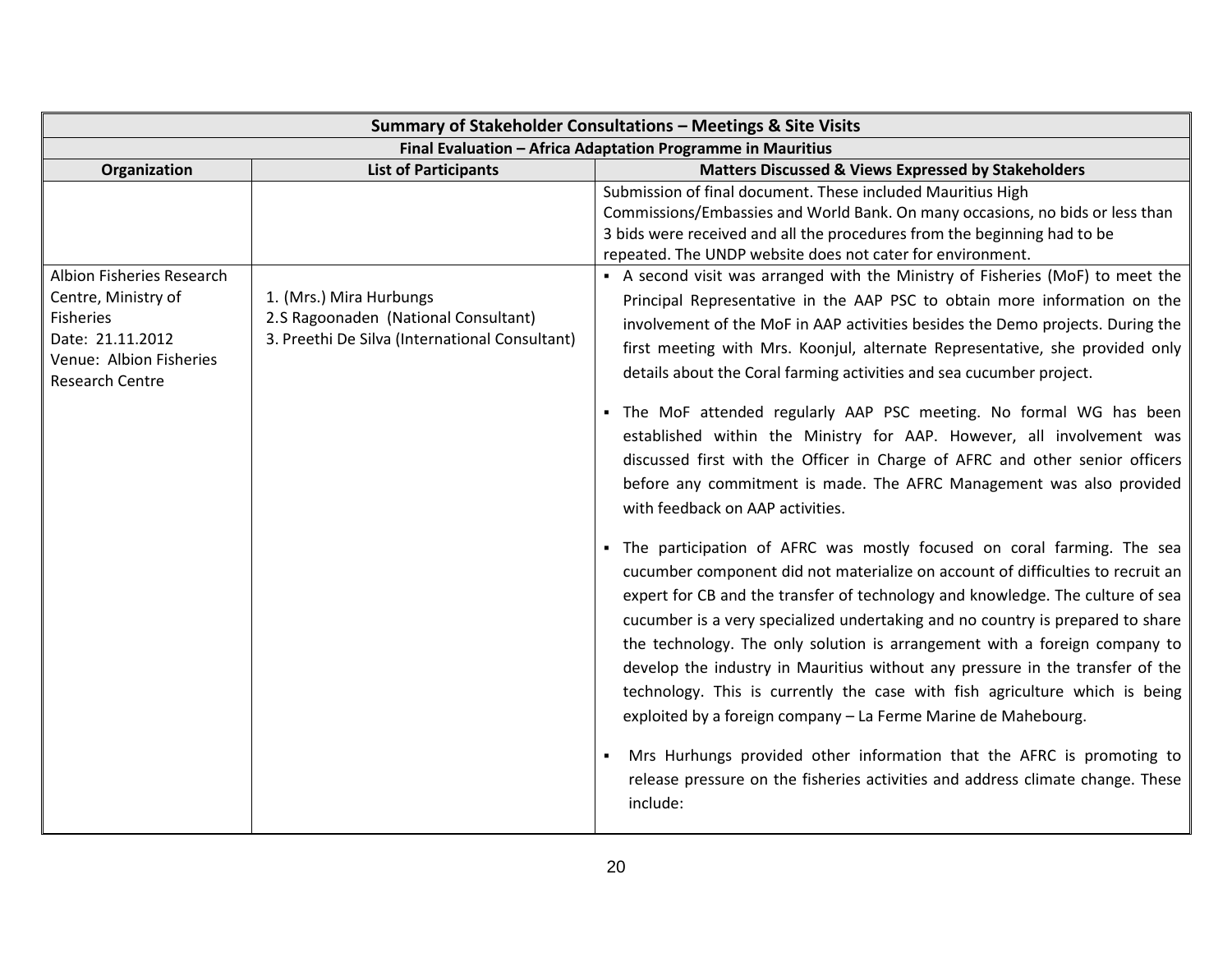| Summary of Stakeholder Consultations – Meetings & Site Visits | | |
|---|---|---|
| Final Evaluation – Africa Adaptation Programme in Mauritius | | |
| **Organization** | **List of Participants** | **Matters Discussed & Views Expressed by Stakeholders** |
| | | Submission of final document. These included Mauritius High Commissions/Embassies and World Bank. On many occasions, no bids or less than 3 bids were received and all the procedures from the beginning had to be repeated. The UNDP website does not cater for environment. |
| Albion Fisheries Research Centre, Ministry of Fisheries<br>Date: 21.11.2012<br>Venue: Albion Fisheries Research Centre | 1. (Mrs.) Mira Hurbungs<br>2.S Ragoonaden (National Consultant)<br>3. Preethi De Silva (International Consultant) | ▪ A second visit was arranged with the Ministry of Fisheries (MoF) to meet the Principal Representative in the AAP PSC to obtain more information on the involvement of the MoF in AAP activities besides the Demo projects. During the first meeting with Mrs. Koonjul, alternate Representative, she provided only details about the Coral farming activities and sea cucumber project.<br><br>▪ The MoF attended regularly AAP PSC meeting. No formal WG has been established within the Ministry for AAP. However, all involvement was discussed first with the Officer in Charge of AFRC and other senior officers before any commitment is made. The AFRC Management was also provided with feedback on AAP activities.<br><br>▪ The participation of AFRC was mostly focused on coral farming. The sea cucumber component did not materialize on account of difficulties to recruit an expert for CB and the transfer of technology and knowledge. The culture of sea cucumber is a very specialized undertaking and no country is prepared to share the technology. The only solution is arrangement with a foreign company to develop the industry in Mauritius without any pressure in the transfer of the technology. This is currently the case with fish agriculture which is being exploited by a foreign company – La Ferme Marine de Mahebourg.<br><br>▪ Mrs Hurhungs provided other information that the AFRC is promoting to release pressure on the fisheries activities and address climate change. These include: |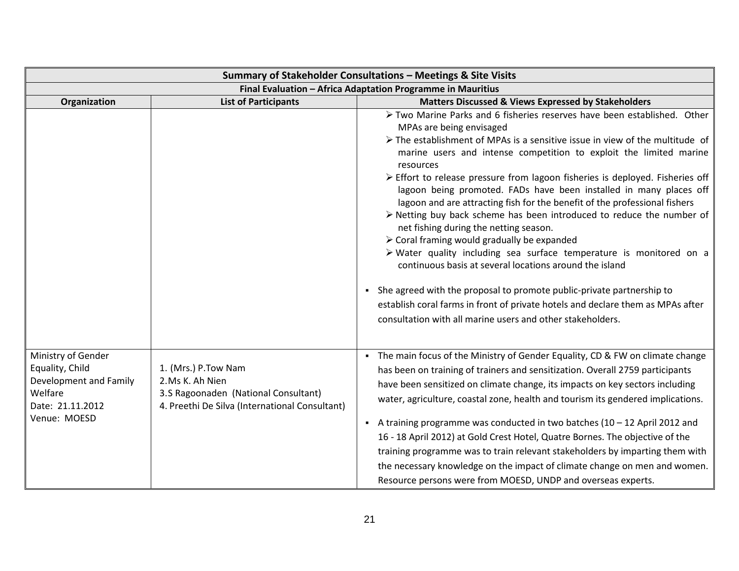| Summary of Stakeholder Consultations – Meetings & Site Visits | | |
|---|---|---|
| Final Evaluation – Africa Adaptation Programme in Mauritius | | |
| **Organization** | **List of Participants** | **Matters Discussed & Views Expressed by Stakeholders** |
| | | ➢ Two Marine Parks and 6 fisheries reserves have been established. Other MPAs are being envisaged<br>➢ The establishment of MPAs is a sensitive issue in view of the multitude of marine users and intense competition to exploit the limited marine resources<br>➢ Effort to release pressure from lagoon fisheries is deployed. Fisheries off lagoon being promoted. FADs have been installed in many places off lagoon and are attracting fish for the benefit of the professional fishers<br>➢ Netting buy back scheme has been introduced to reduce the number of net fishing during the netting season.<br>➢ Coral framing would gradually be expanded<br>➢ Water quality including sea surface temperature is monitored on a continuous basis at several locations around the island<br><br>▪ She agreed with the proposal to promote public-private partnership to establish coral farms in front of private hotels and declare them as MPAs after consultation with all marine users and other stakeholders. |
| Ministry of Gender Equality, Child Development and Family Welfare<br>Date: 21.11.2012<br>Venue: MOESD | 1. (Mrs.) P.Tow Nam<br>2.Ms K. Ah Nien<br>3.S Ragoonaden (National Consultant)<br>4. Preethi De Silva (International Consultant) | ▪ The main focus of the Ministry of Gender Equality, CD & FW on climate change has been on training of trainers and sensitization. Overall 2759 participants have been sensitized on climate change, its impacts on key sectors including water, agriculture, coastal zone, health and tourism its gendered implications.<br><br>▪ A training programme was conducted in two batches (10 – 12 April 2012 and 16 - 18 April 2012) at Gold Crest Hotel, Quatre Bornes. The objective of the training programme was to train relevant stakeholders by imparting them with the necessary knowledge on the impact of climate change on men and women. Resource persons were from MOESD, UNDP and overseas experts. |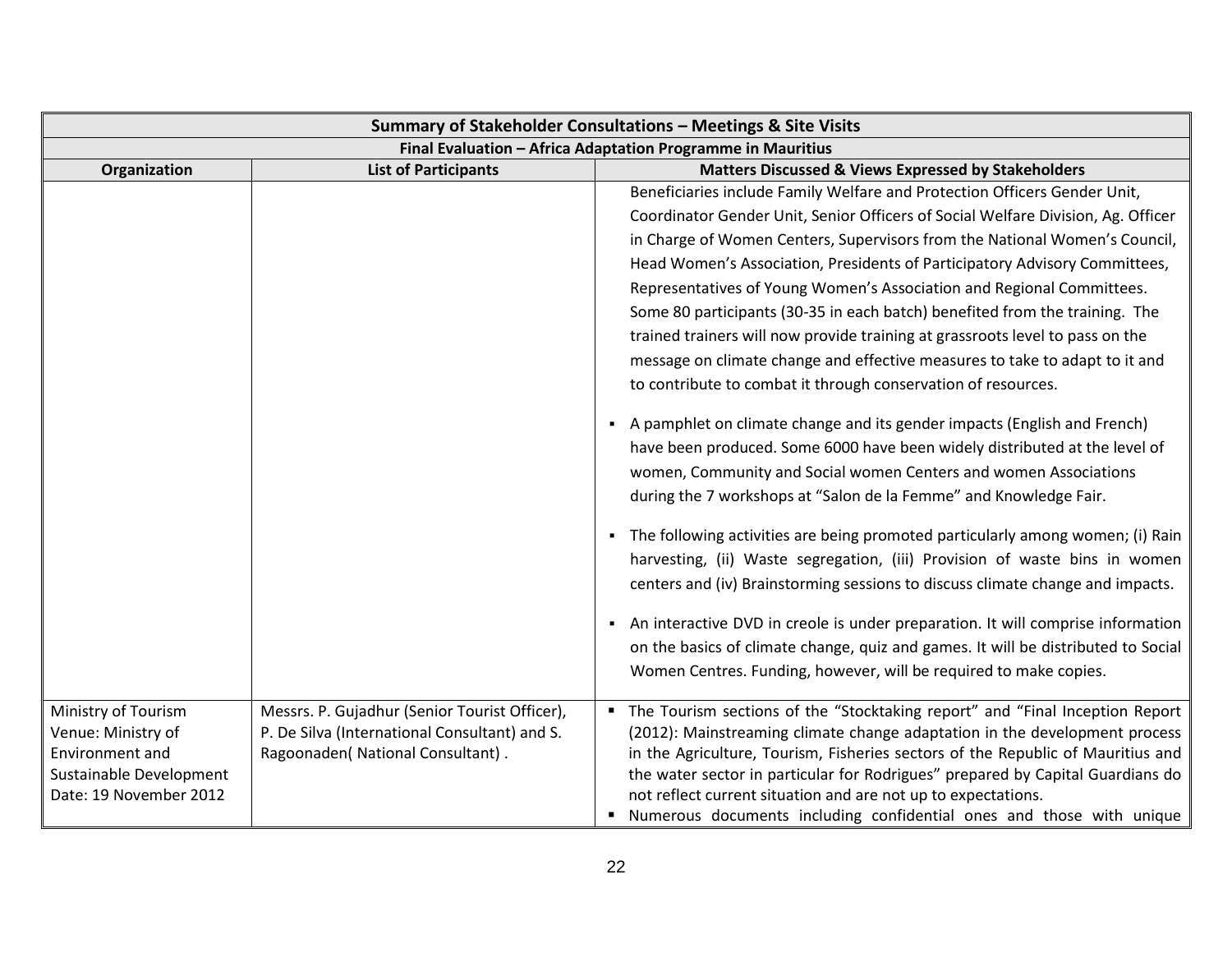| Summary of Stakeholder Consultations – Meetings & Site Visits | | |
|---|---|---|
| **Final Evaluation – Africa Adaptation Programme in Mauritius** | | |
| **Organization** | **List of Participants** | **Matters Discussed & Views Expressed by Stakeholders** |
| | | Beneficiaries include Family Welfare and Protection Officers Gender Unit, Coordinator Gender Unit, Senior Officers of Social Welfare Division, Ag. Officer in Charge of Women Centers, Supervisors from the National Women's Council, Head Women's Association, Presidents of Participatory Advisory Committees, Representatives of Young Women's Association and Regional Committees. Some 80 participants (30-35 in each batch) benefited from the training. The trained trainers will now provide training at grassroots level to pass on the message on climate change and effective measures to take to adapt to it and to contribute to combat it through conservation of resources.<br><br>▪ A pamphlet on climate change and its gender impacts (English and French) have been produced. Some 6000 have been widely distributed at the level of women, Community and Social women Centers and women Associations during the 7 workshops at "Salon de la Femme" and Knowledge Fair.<br><br>▪ The following activities are being promoted particularly among women; (i) Rain harvesting, (ii) Waste segregation, (iii) Provision of waste bins in women centers and (iv) Brainstorming sessions to discuss climate change and impacts.<br><br>▪ An interactive DVD in creole is under preparation. It will comprise information on the basics of climate change, quiz and games. It will be distributed to Social Women Centres. Funding, however, will be required to make copies. |
| Ministry of Tourism<br>Venue: Ministry of Environment and Sustainable Development<br>Date: 19 November 2012 | Messrs. P. Gujadhur (Senior Tourist Officer), P. De Silva (International Consultant) and S. Ragoonaden( National Consultant) . | ▪ The Tourism sections of the "Stocktaking report" and "Final Inception Report (2012): Mainstreaming climate change adaptation in the development process in the Agriculture, Tourism, Fisheries sectors of the Republic of Mauritius and the water sector in particular for Rodrigues" prepared by Capital Guardians do not reflect current situation and are not up to expectations.<br>▪ Numerous documents including confidential ones and those with unique |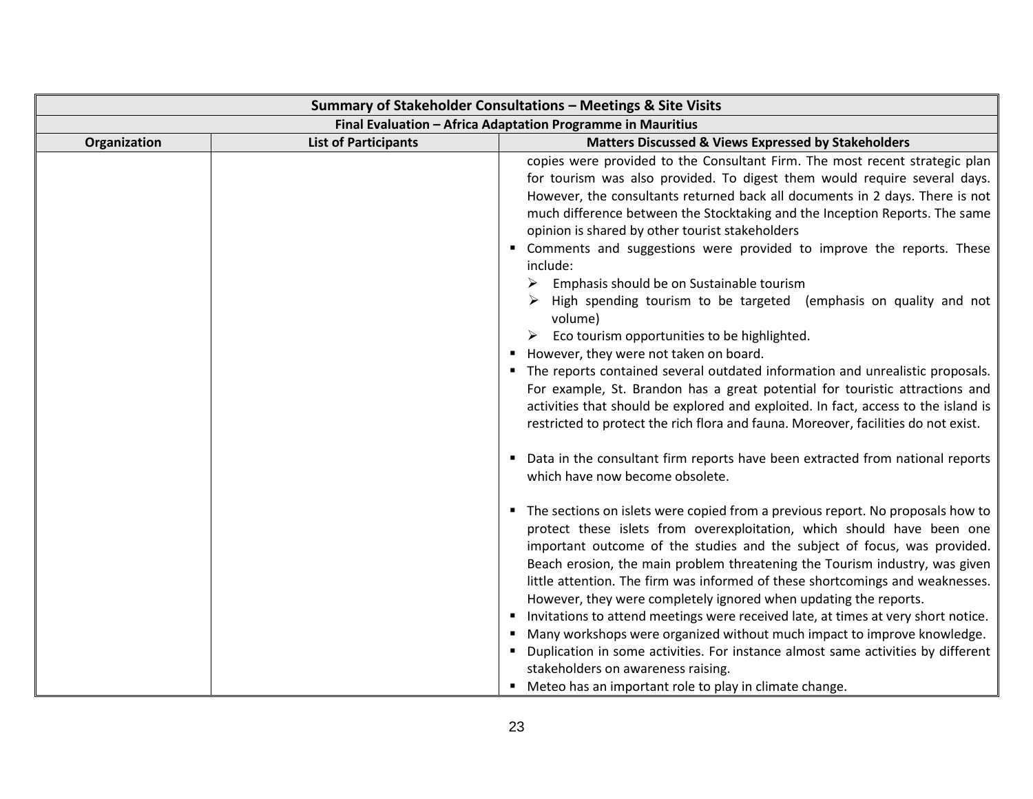| Summary of Stakeholder Consultations – Meetings & Site Visits | | |
|---|---|---|
| Final Evaluation – Africa Adaptation Programme in Mauritius | | |
| **Organization** | **List of Participants** | **Matters Discussed & Views Expressed by Stakeholders** |
| | | copies were provided to the Consultant Firm. The most recent strategic plan for tourism was also provided. To digest them would require several days. However, the consultants returned back all documents in 2 days. There is not much difference between the Stocktaking and the Inception Reports. The same opinion is shared by other tourist stakeholders<br>▪ Comments and suggestions were provided to improve the reports. These include:<br>➢ Emphasis should be on Sustainable tourism<br>➢ High spending tourism to be targeted (emphasis on quality and not volume)<br>➢ Eco tourism opportunities to be highlighted.<br>▪ However, they were not taken on board.<br>▪ The reports contained several outdated information and unrealistic proposals. For example, St. Brandon has a great potential for touristic attractions and activities that should be explored and exploited. In fact, access to the island is restricted to protect the rich flora and fauna. Moreover, facilities do not exist.<br>▪ Data in the consultant firm reports have been extracted from national reports which have now become obsolete.<br>▪ The sections on islets were copied from a previous report. No proposals how to protect these islets from overexploitation, which should have been one important outcome of the studies and the subject of focus, was provided. Beach erosion, the main problem threatening the Tourism industry, was given little attention. The firm was informed of these shortcomings and weaknesses. However, they were completely ignored when updating the reports.<br>▪ Invitations to attend meetings were received late, at times at very short notice.<br>▪ Many workshops were organized without much impact to improve knowledge.<br>▪ Duplication in some activities. For instance almost same activities by different stakeholders on awareness raising.<br>▪ Meteo has an important role to play in climate change. |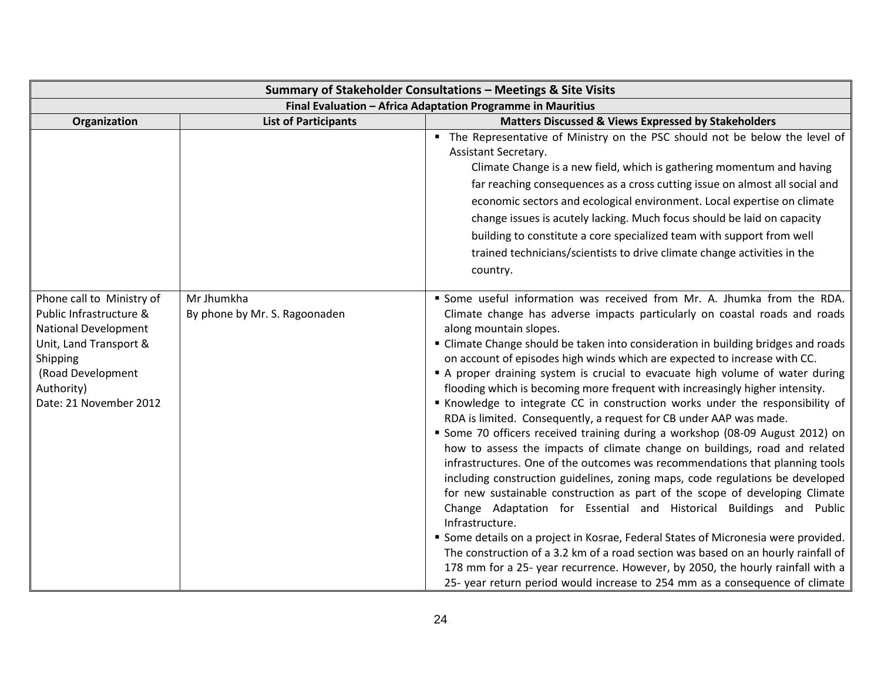| Summary of Stakeholder Consultations – Meetings & Site Visits | | |
|---|---|---|
| **Final Evaluation – Africa Adaptation Programme in Mauritius** | | |
| **Organization** | **List of Participants** | **Matters Discussed & Views Expressed by Stakeholders** |
| | | ▪ The Representative of Ministry on the PSC should not be below the level of Assistant Secretary.<br>Climate Change is a new field, which is gathering momentum and having far reaching consequences as a cross cutting issue on almost all social and economic sectors and ecological environment. Local expertise on climate change issues is acutely lacking. Much focus should be laid on capacity building to constitute a core specialized team with support from well trained technicians/scientists to drive climate change activities in the country. |
| Phone call to Ministry of Public Infrastructure & National Development Unit, Land Transport & Shipping (Road Development Authority)<br>Date: 21 November 2012 | Mr Jhumkha<br>By phone by Mr. S. Ragoonaden | ▪ Some useful information was received from Mr. A. Jhumka from the RDA. Climate change has adverse impacts particularly on coastal roads and roads along mountain slopes.<br>▪ Climate Change should be taken into consideration in building bridges and roads on account of episodes high winds which are expected to increase with CC.<br>▪ A proper draining system is crucial to evacuate high volume of water during flooding which is becoming more frequent with increasingly higher intensity.<br>▪ Knowledge to integrate CC in construction works under the responsibility of RDA is limited. Consequently, a request for CB under AAP was made.<br>▪ Some 70 officers received training during a workshop (08-09 August 2012) on how to assess the impacts of climate change on buildings, road and related infrastructures. One of the outcomes was recommendations that planning tools including construction guidelines, zoning maps, code regulations be developed for new sustainable construction as part of the scope of developing Climate Change Adaptation for Essential and Historical Buildings and Public Infrastructure.<br>▪ Some details on a project in Kosrae, Federal States of Micronesia were provided. The construction of a 3.2 km of a road section was based on an hourly rainfall of 178 mm for a 25- year recurrence. However, by 2050, the hourly rainfall with a 25- year return period would increase to 254 mm as a consequence of climate |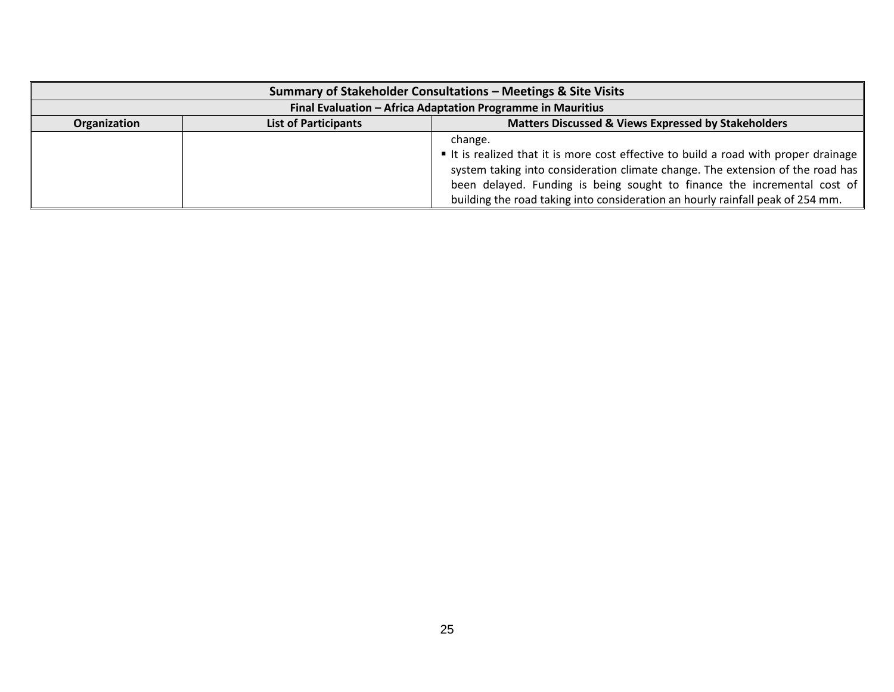| Summary of Stakeholder Consultations – Meetings & Site Visits | | |
|---|---|---|
| Final Evaluation – Africa Adaptation Programme in Mauritius | | |
| **Organization** | **List of Participants** | **Matters Discussed & Views Expressed by Stakeholders** |
| | | change.<br>▪ It is realized that it is more cost effective to build a road with proper drainage system taking into consideration climate change. The extension of the road has been delayed. Funding is being sought to finance the incremental cost of building the road taking into consideration an hourly rainfall peak of 254 mm. |